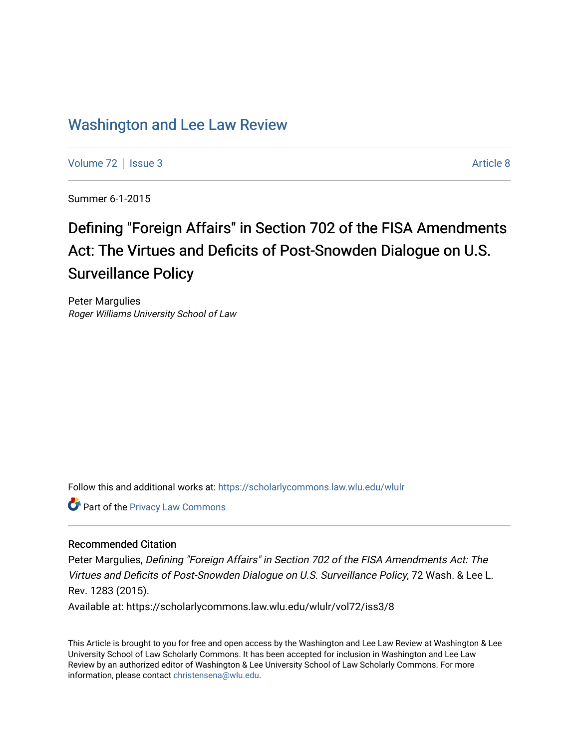# Washington and Lee Law Review

Volume 72 | Issue 3 | Article 8

Summer 6-1-2015

## Defining "Foreign Affairs" in Section 702 of the FISA Amendments Act: The Virtues and Deficits of Post-Snowden Dialogue on U.S. Surveillance Policy

Peter Margulies
*Roger Williams University School of Law*

Follow this and additional works at: https://scholarlycommons.law.wlu.edu/wlulr

Part of the Privacy Law Commons

### Recommended Citation

Peter Margulies, *Defining "Foreign Affairs" in Section 702 of the FISA Amendments Act: The Virtues and Deficits of Post-Snowden Dialogue on U.S. Surveillance Policy*, 72 Wash. & Lee L. Rev. 1283 (2015).

Available at: https://scholarlycommons.law.wlu.edu/wlulr/vol72/iss3/8

This Article is brought to you for free and open access by the Washington and Lee Law Review at Washington & Lee University School of Law Scholarly Commons. It has been accepted for inclusion in Washington and Lee Law Review by an authorized editor of Washington & Lee University School of Law Scholarly Commons. For more information, please contact christensena@wlu.edu.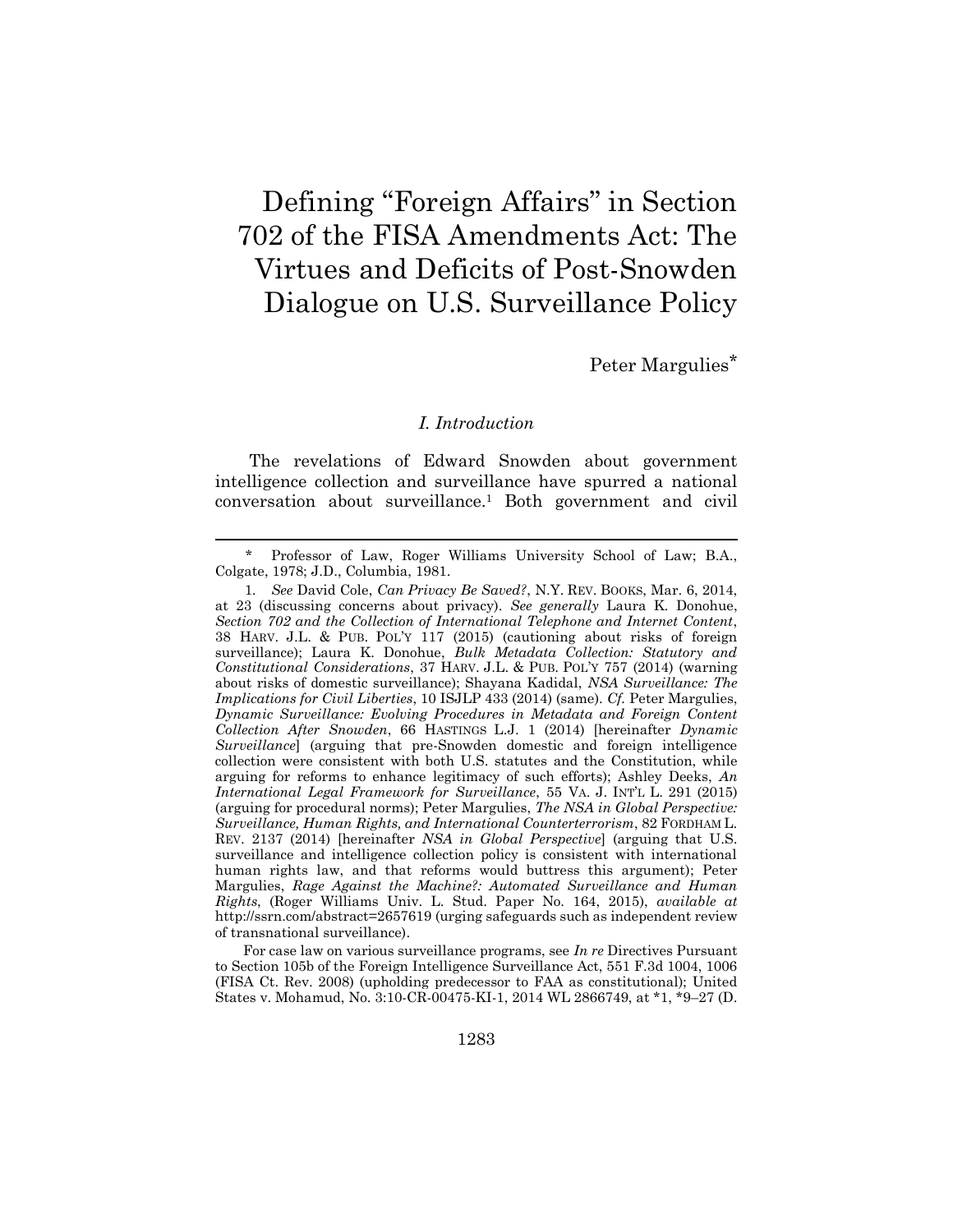# Defining "Foreign Affairs" in Section 702 of the FISA Amendments Act: The Virtues and Deficits of Post-Snowden Dialogue on U.S. Surveillance Policy

Peter Margulies*

## *I. Introduction*

The revelations of Edward Snowden about government intelligence collection and surveillance have spurred a national conversation about surveillance.[1] Both government and civil

---

\* Professor of Law, Roger Williams University School of Law; B.A., Colgate, 1978; J.D., Columbia, 1981.

1. *See* David Cole, *Can Privacy Be Saved?*, N.Y. REV. BOOKS, Mar. 6, 2014, at 23 (discussing concerns about privacy). *See generally* Laura K. Donohue, *Section 702 and the Collection of International Telephone and Internet Content*, 38 HARV. J.L. & PUB. POL'Y 117 (2015) (cautioning about risks of foreign surveillance); Laura K. Donohue, *Bulk Metadata Collection: Statutory and Constitutional Considerations*, 37 HARV. J.L. & PUB. POL'Y 757 (2014) (warning about risks of domestic surveillance); Shayana Kadidal, *NSA Surveillance: The Implications for Civil Liberties*, 10 ISJLP 433 (2014) (same). *Cf.* Peter Margulies, *Dynamic Surveillance: Evolving Procedures in Metadata and Foreign Content Collection After Snowden*, 66 HASTINGS L.J. 1 (2014) [hereinafter *Dynamic Surveillance*] (arguing that pre-Snowden domestic and foreign intelligence collection were consistent with both U.S. statutes and the Constitution, while arguing for reforms to enhance legitimacy of such efforts); Ashley Deeks, *An International Legal Framework for Surveillance*, 55 VA. J. INT'L L. 291 (2015) (arguing for procedural norms); Peter Margulies, *The NSA in Global Perspective: Surveillance, Human Rights, and International Counterterrorism*, 82 FORDHAM L. REV. 2137 (2014) [hereinafter *NSA in Global Perspective*] (arguing that U.S. surveillance and intelligence collection policy is consistent with international human rights law, and that reforms would buttress this argument); Peter Margulies, *Rage Against the Machine?: Automated Surveillance and Human Rights*, (Roger Williams Univ. L. Stud. Paper No. 164, 2015), *available at* http://ssrn.com/abstract=2657619 (urging safeguards such as independent review of transnational surveillance).

For case law on various surveillance programs, see *In re* Directives Pursuant to Section 105b of the Foreign Intelligence Surveillance Act, 551 F.3d 1004, 1006 (FISA Ct. Rev. 2008) (upholding predecessor to FAA as constitutional); United States v. Mohamud, No. 3:10-CR-00475-KI-1, 2014 WL 2866749, at *1, *9–27 (D.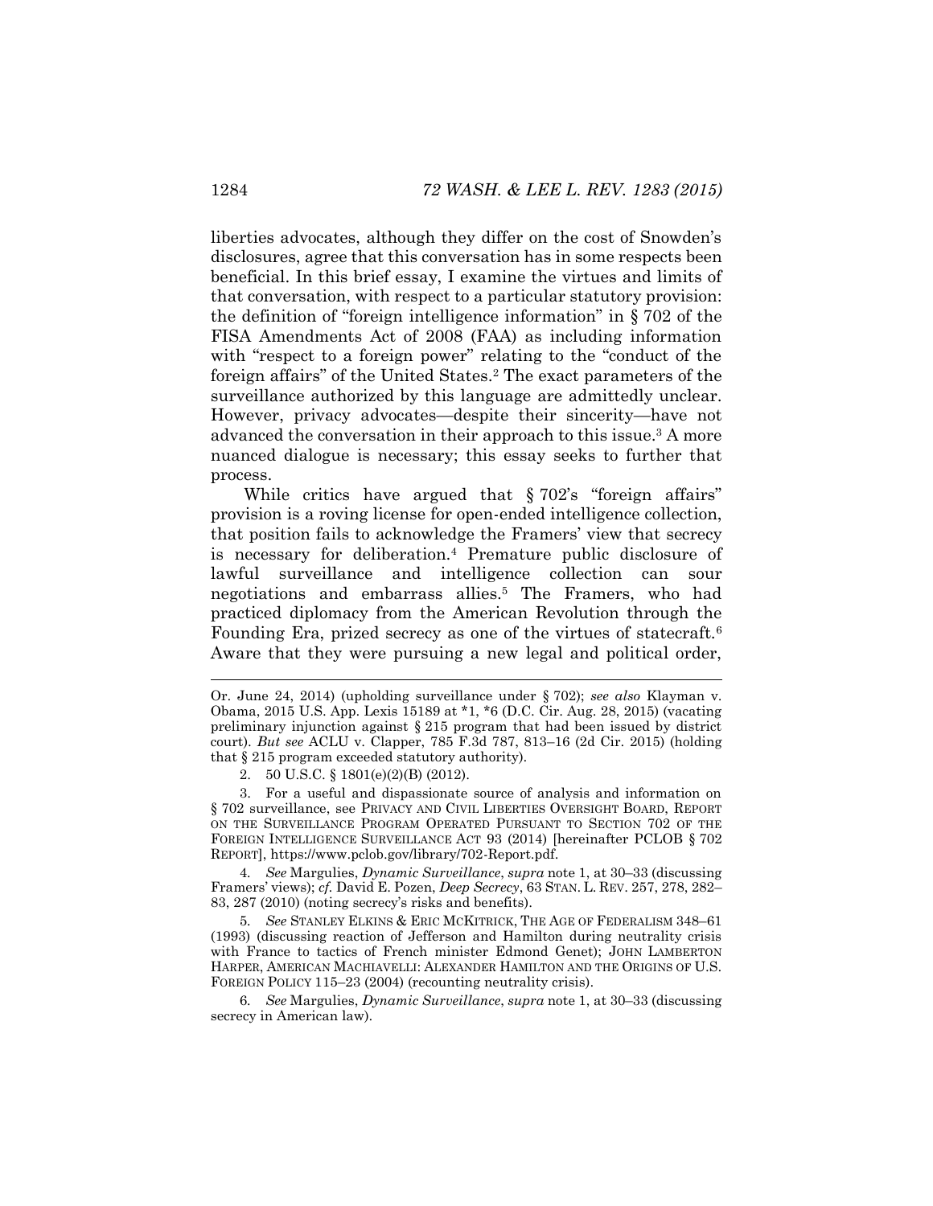liberties advocates, although they differ on the cost of Snowden's disclosures, agree that this conversation has in some respects been beneficial. In this brief essay, I examine the virtues and limits of that conversation, with respect to a particular statutory provision: the definition of "foreign intelligence information" in § 702 of the FISA Amendments Act of 2008 (FAA) as including information with "respect to a foreign power" relating to the "conduct of the foreign affairs" of the United States.[2] The exact parameters of the surveillance authorized by this language are admittedly unclear. However, privacy advocates—despite their sincerity—have not advanced the conversation in their approach to this issue.[3] A more nuanced dialogue is necessary; this essay seeks to further that process.

While critics have argued that § 702's "foreign affairs" provision is a roving license for open-ended intelligence collection, that position fails to acknowledge the Framers' view that secrecy is necessary for deliberation.[4] Premature public disclosure of lawful surveillance and intelligence collection can sour negotiations and embarrass allies.[5] The Framers, who had practiced diplomacy from the American Revolution through the Founding Era, prized secrecy as one of the virtues of statecraft.[6] Aware that they were pursuing a new legal and political order,

---

Or. June 24, 2014) (upholding surveillance under § 702); *see also* Klayman v. Obama, 2015 U.S. App. Lexis 15189 at *1, *6 (D.C. Cir. Aug. 28, 2015) (vacating preliminary injunction against § 215 program that had been issued by district court). *But see* ACLU v. Clapper, 785 F.3d 787, 813–16 (2d Cir. 2015) (holding that § 215 program exceeded statutory authority).

2. 50 U.S.C. § 1801(e)(2)(B) (2012).

3. For a useful and dispassionate source of analysis and information on § 702 surveillance, see PRIVACY AND CIVIL LIBERTIES OVERSIGHT BOARD, REPORT ON THE SURVEILLANCE PROGRAM OPERATED PURSUANT TO SECTION 702 OF THE FOREIGN INTELLIGENCE SURVEILLANCE ACT 93 (2014) [hereinafter PCLOB § 702 REPORT], https://www.pclob.gov/library/702-Report.pdf.

4. *See* Margulies, *Dynamic Surveillance*, *supra* note 1, at 30–33 (discussing Framers' views); *cf.* David E. Pozen, *Deep Secrecy*, 63 STAN. L. REV. 257, 278, 282–83, 287 (2010) (noting secrecy's risks and benefits).

5. *See* STANLEY ELKINS & ERIC MCKITRICK, THE AGE OF FEDERALISM 348–61 (1993) (discussing reaction of Jefferson and Hamilton during neutrality crisis with France to tactics of French minister Edmond Genet); JOHN LAMBERTON HARPER, AMERICAN MACHIAVELLI: ALEXANDER HAMILTON AND THE ORIGINS OF U.S. FOREIGN POLICY 115–23 (2004) (recounting neutrality crisis).

6. *See* Margulies, *Dynamic Surveillance*, *supra* note 1, at 30–33 (discussing secrecy in American law).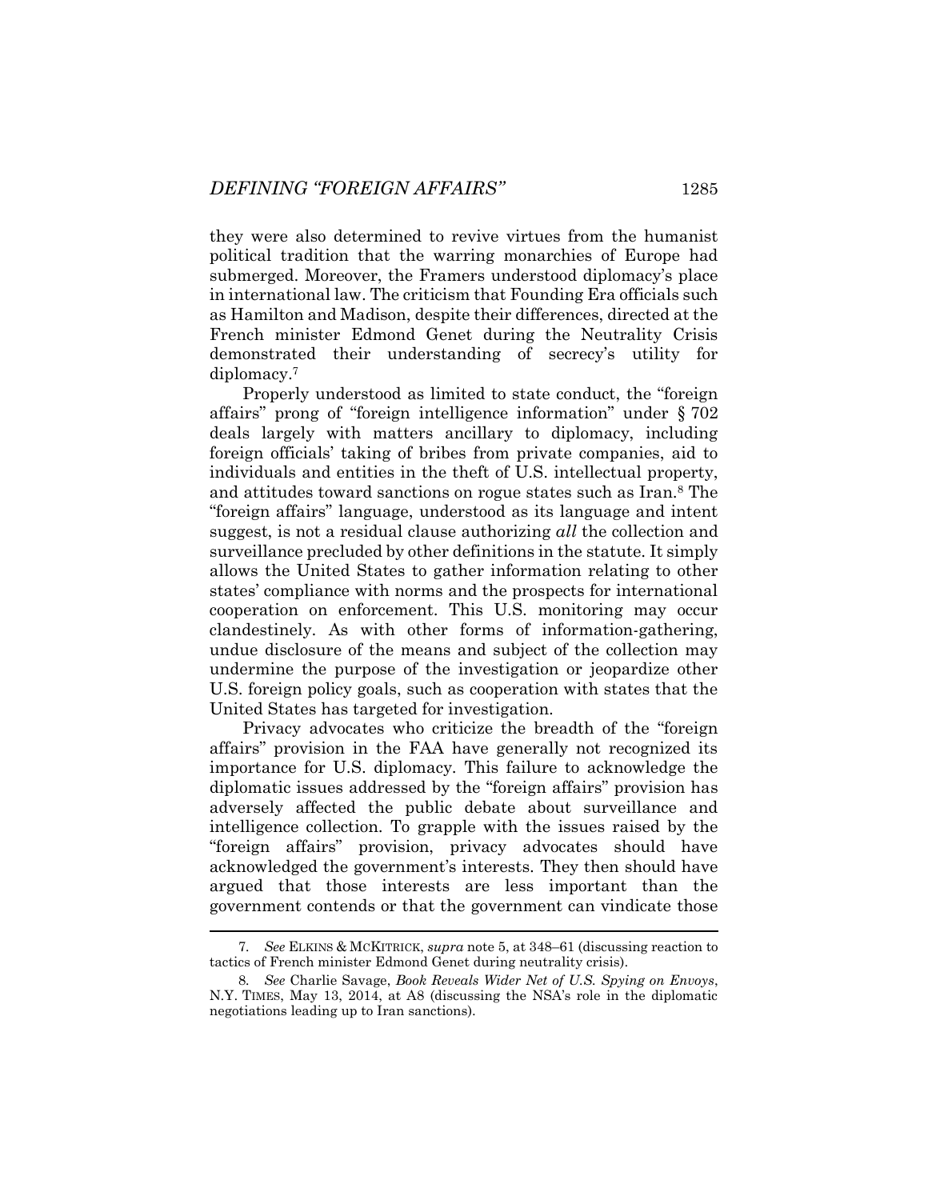they were also determined to revive virtues from the humanist political tradition that the warring monarchies of Europe had submerged. Moreover, the Framers understood diplomacy's place in international law. The criticism that Founding Era officials such as Hamilton and Madison, despite their differences, directed at the French minister Edmond Genet during the Neutrality Crisis demonstrated their understanding of secrecy's utility for diplomacy.[7]

Properly understood as limited to state conduct, the "foreign affairs" prong of "foreign intelligence information" under § 702 deals largely with matters ancillary to diplomacy, including foreign officials' taking of bribes from private companies, aid to individuals and entities in the theft of U.S. intellectual property, and attitudes toward sanctions on rogue states such as Iran.[8] The "foreign affairs" language, understood as its language and intent suggest, is not a residual clause authorizing *all* the collection and surveillance precluded by other definitions in the statute. It simply allows the United States to gather information relating to other states' compliance with norms and the prospects for international cooperation on enforcement. This U.S. monitoring may occur clandestinely. As with other forms of information-gathering, undue disclosure of the means and subject of the collection may undermine the purpose of the investigation or jeopardize other U.S. foreign policy goals, such as cooperation with states that the United States has targeted for investigation.

Privacy advocates who criticize the breadth of the "foreign affairs" provision in the FAA have generally not recognized its importance for U.S. diplomacy. This failure to acknowledge the diplomatic issues addressed by the "foreign affairs" provision has adversely affected the public debate about surveillance and intelligence collection. To grapple with the issues raised by the "foreign affairs" provision, privacy advocates should have acknowledged the government's interests. They then should have argued that those interests are less important than the government contends or that the government can vindicate those

---

7. *See* ELKINS & MCKITRICK, *supra* note 5, at 348–61 (discussing reaction to tactics of French minister Edmond Genet during neutrality crisis).

8. *See* Charlie Savage, *Book Reveals Wider Net of U.S. Spying on Envoys*, N.Y. TIMES, May 13, 2014, at A8 (discussing the NSA's role in the diplomatic negotiations leading up to Iran sanctions).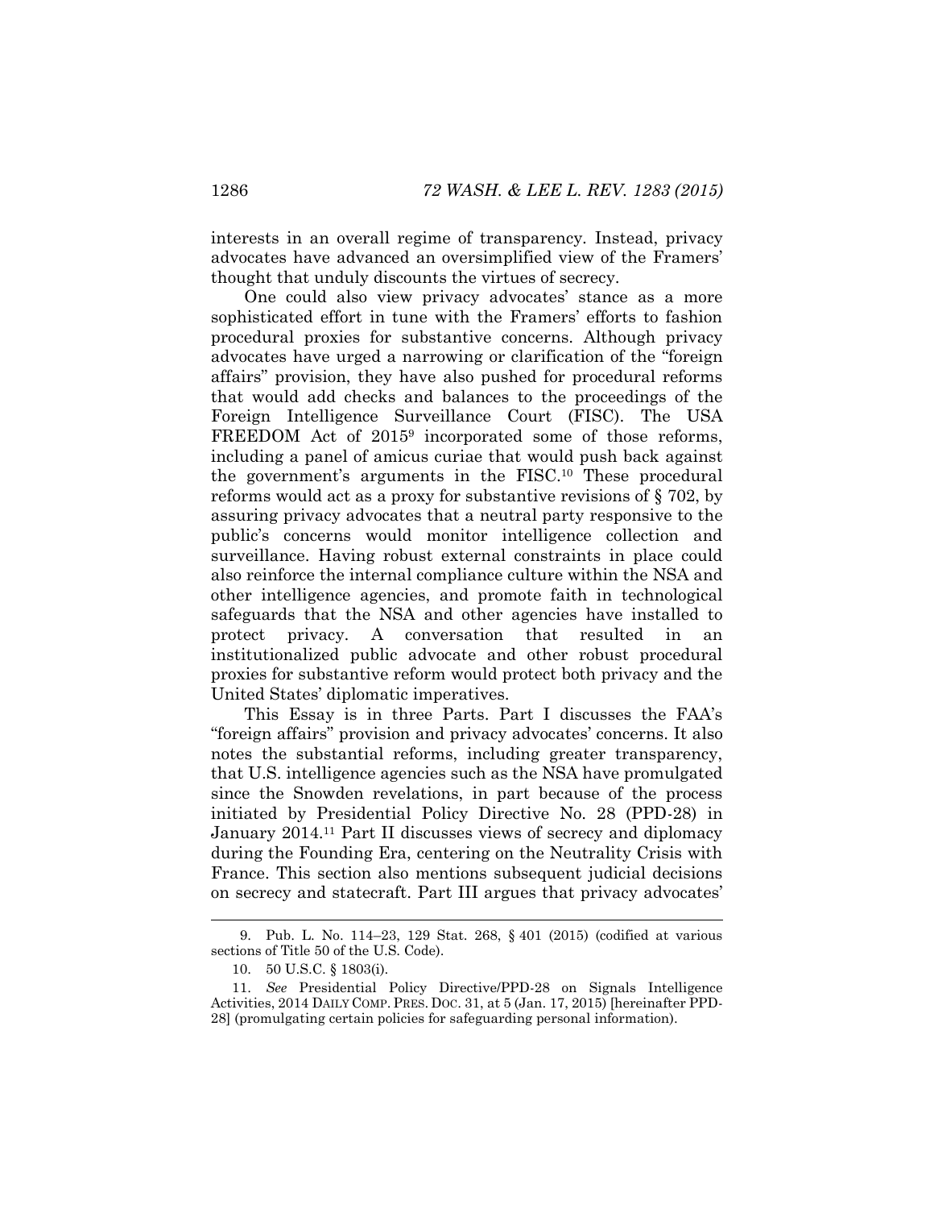interests in an overall regime of transparency. Instead, privacy advocates have advanced an oversimplified view of the Framers' thought that unduly discounts the virtues of secrecy.

One could also view privacy advocates' stance as a more sophisticated effort in tune with the Framers' efforts to fashion procedural proxies for substantive concerns. Although privacy advocates have urged a narrowing or clarification of the "foreign affairs" provision, they have also pushed for procedural reforms that would add checks and balances to the proceedings of the Foreign Intelligence Surveillance Court (FISC). The USA FREEDOM Act of 2015[9] incorporated some of those reforms, including a panel of amicus curiae that would push back against the government's arguments in the FISC.[10] These procedural reforms would act as a proxy for substantive revisions of § 702, by assuring privacy advocates that a neutral party responsive to the public's concerns would monitor intelligence collection and surveillance. Having robust external constraints in place could also reinforce the internal compliance culture within the NSA and other intelligence agencies, and promote faith in technological safeguards that the NSA and other agencies have installed to protect privacy. A conversation that resulted in an institutionalized public advocate and other robust procedural proxies for substantive reform would protect both privacy and the United States' diplomatic imperatives.

This Essay is in three Parts. Part I discusses the FAA's "foreign affairs" provision and privacy advocates' concerns. It also notes the substantial reforms, including greater transparency, that U.S. intelligence agencies such as the NSA have promulgated since the Snowden revelations, in part because of the process initiated by Presidential Policy Directive No. 28 (PPD-28) in January 2014.[11] Part II discusses views of secrecy and diplomacy during the Founding Era, centering on the Neutrality Crisis with France. This section also mentions subsequent judicial decisions on secrecy and statecraft. Part III argues that privacy advocates'

---

9. Pub. L. No. 114–23, 129 Stat. 268, § 401 (2015) (codified at various sections of Title 50 of the U.S. Code).

10. 50 U.S.C. § 1803(i).

11. *See* Presidential Policy Directive/PPD-28 on Signals Intelligence Activities, 2014 DAILY COMP. PRES. DOC. 31, at 5 (Jan. 17, 2015) [hereinafter PPD-28] (promulgating certain policies for safeguarding personal information).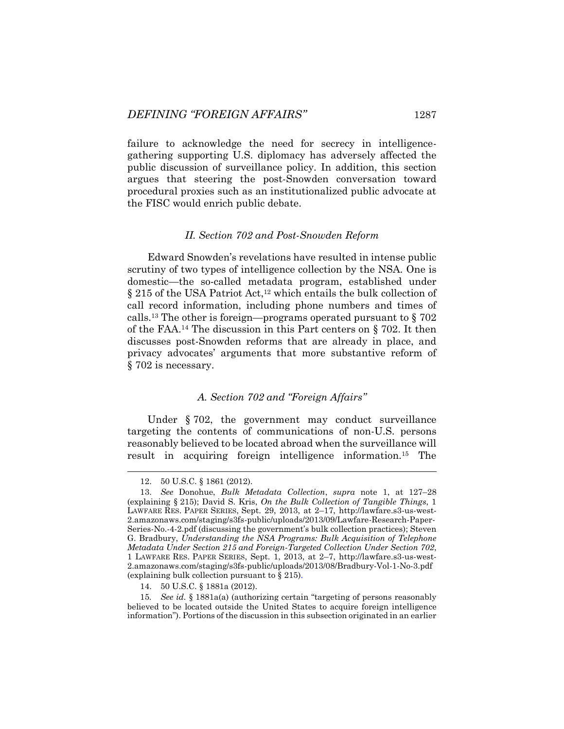failure to acknowledge the need for secrecy in intelligence-gathering supporting U.S. diplomacy has adversely affected the public discussion of surveillance policy. In addition, this section argues that steering the post-Snowden conversation toward procedural proxies such as an institutionalized public advocate at the FISC would enrich public debate.

## *II. Section 702 and Post-Snowden Reform*

Edward Snowden's revelations have resulted in intense public scrutiny of two types of intelligence collection by the NSA. One is domestic—the so-called metadata program, established under § 215 of the USA Patriot Act,[12] which entails the bulk collection of call record information, including phone numbers and times of calls.[13] The other is foreign—programs operated pursuant to § 702 of the FAA.[14] The discussion in this Part centers on § 702. It then discusses post-Snowden reforms that are already in place, and privacy advocates' arguments that more substantive reform of § 702 is necessary.

### *A. Section 702 and "Foreign Affairs"*

Under § 702, the government may conduct surveillance targeting the contents of communications of non-U.S. persons reasonably believed to be located abroad when the surveillance will result in acquiring foreign intelligence information.[15] The

---

12. 50 U.S.C. § 1861 (2012).

13. *See* Donohue, *Bulk Metadata Collection*, *supra* note 1, at 127–28 (explaining § 215); David S. Kris, *On the Bulk Collection of Tangible Things*, 1 LAWFARE RES. PAPER SERIES, Sept. 29, 2013, at 2–17, http://lawfare.s3-us-west-2.amazonaws.com/staging/s3fs-public/uploads/2013/09/Lawfare-Research-Paper-Series-No.-4-2.pdf (discussing the government's bulk collection practices); Steven G. Bradbury, *Understanding the NSA Programs: Bulk Acquisition of Telephone Metadata Under Section 215 and Foreign-Targeted Collection Under Section 702*, 1 LAWFARE RES. PAPER SERIES, Sept. 1, 2013, at 2–7, http://lawfare.s3-us-west-2.amazonaws.com/staging/s3fs-public/uploads/2013/08/Bradbury-Vol-1-No-3.pdf (explaining bulk collection pursuant to § 215).

14. 50 U.S.C. § 1881a (2012).

15. *See id.* § 1881a(a) (authorizing certain "targeting of persons reasonably believed to be located outside the United States to acquire foreign intelligence information"). Portions of the discussion in this subsection originated in an earlier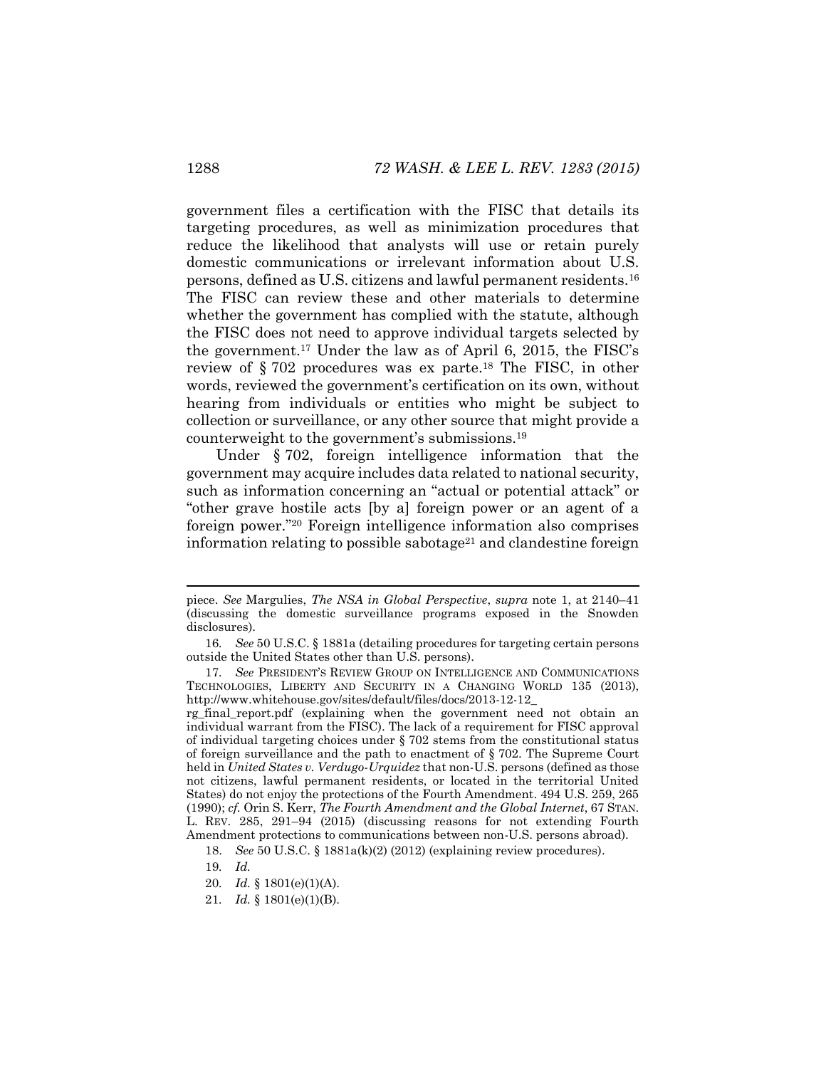government files a certification with the FISC that details its targeting procedures, as well as minimization procedures that reduce the likelihood that analysts will use or retain purely domestic communications or irrelevant information about U.S. persons, defined as U.S. citizens and lawful permanent residents.[16] The FISC can review these and other materials to determine whether the government has complied with the statute, although the FISC does not need to approve individual targets selected by the government.[17] Under the law as of April 6, 2015, the FISC's review of § 702 procedures was ex parte.[18] The FISC, in other words, reviewed the government's certification on its own, without hearing from individuals or entities who might be subject to collection or surveillance, or any other source that might provide a counterweight to the government's submissions.[19]

Under § 702, foreign intelligence information that the government may acquire includes data related to national security, such as information concerning an "actual or potential attack" or "other grave hostile acts [by a] foreign power or an agent of a foreign power."[20] Foreign intelligence information also comprises information relating to possible sabotage[21] and clandestine foreign

---

piece. *See* Margulies, *The NSA in Global Perspective*, *supra* note 1, at 2140–41 (discussing the domestic surveillance programs exposed in the Snowden disclosures).

16. *See* 50 U.S.C. § 1881a (detailing procedures for targeting certain persons outside the United States other than U.S. persons).

17. *See* PRESIDENT'S REVIEW GROUP ON INTELLIGENCE AND COMMUNICATIONS TECHNOLOGIES, LIBERTY AND SECURITY IN A CHANGING WORLD 135 (2013), http://www.whitehouse.gov/sites/default/files/docs/2013-12-12_rg_final_report.pdf (explaining when the government need not obtain an individual warrant from the FISC). The lack of a requirement for FISC approval of individual targeting choices under § 702 stems from the constitutional status of foreign surveillance and the path to enactment of § 702. The Supreme Court held in *United States v. Verdugo-Urquidez* that non-U.S. persons (defined as those not citizens, lawful permanent residents, or located in the territorial United States) do not enjoy the protections of the Fourth Amendment. 494 U.S. 259, 265 (1990); *cf.* Orin S. Kerr, *The Fourth Amendment and the Global Internet*, 67 STAN. L. REV. 285, 291–94 (2015) (discussing reasons for not extending Fourth Amendment protections to communications between non-U.S. persons abroad).

18. *See* 50 U.S.C. § 1881a(k)(2) (2012) (explaining review procedures).

19. *Id.*

20. *Id.* § 1801(e)(1)(A).

21. *Id.* § 1801(e)(1)(B).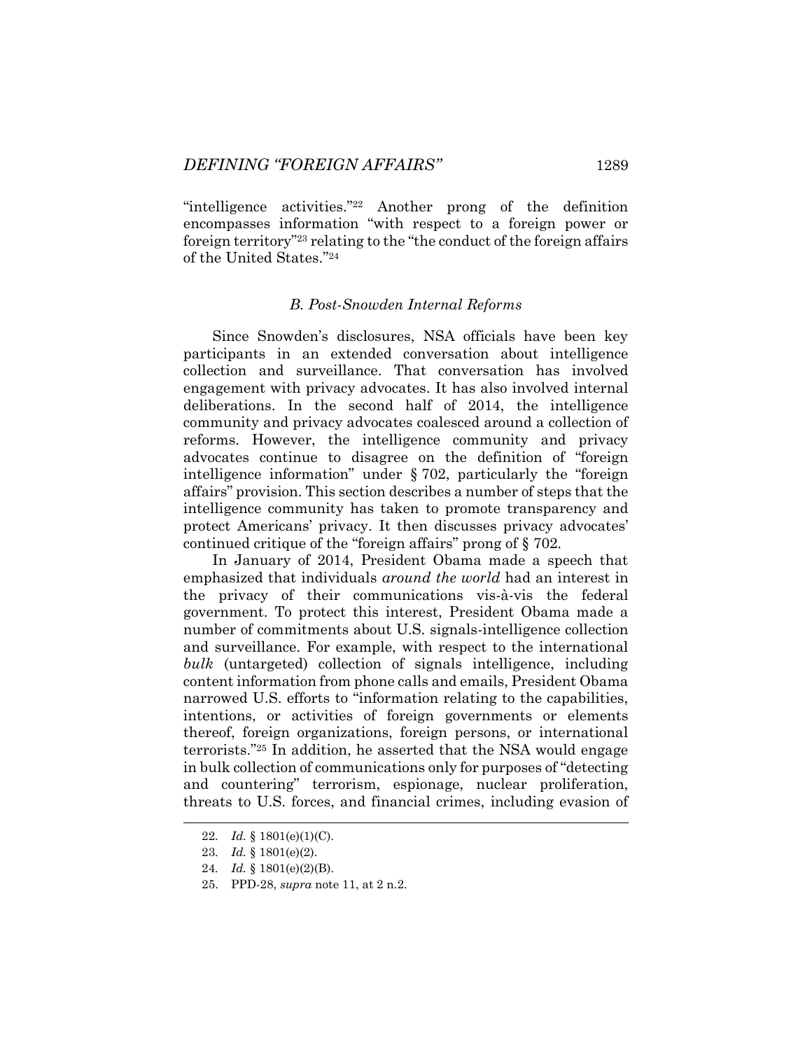"intelligence activities."[22] Another prong of the definition encompasses information "with respect to a foreign power or foreign territory"[23] relating to the "the conduct of the foreign affairs of the United States."[24]

### *B. Post-Snowden Internal Reforms*

Since Snowden's disclosures, NSA officials have been key participants in an extended conversation about intelligence collection and surveillance. That conversation has involved engagement with privacy advocates. It has also involved internal deliberations. In the second half of 2014, the intelligence community and privacy advocates coalesced around a collection of reforms. However, the intelligence community and privacy advocates continue to disagree on the definition of "foreign intelligence information" under § 702, particularly the "foreign affairs" provision. This section describes a number of steps that the intelligence community has taken to promote transparency and protect Americans' privacy. It then discusses privacy advocates' continued critique of the "foreign affairs" prong of § 702.

In January of 2014, President Obama made a speech that emphasized that individuals *around the world* had an interest in the privacy of their communications vis-à-vis the federal government. To protect this interest, President Obama made a number of commitments about U.S. signals-intelligence collection and surveillance. For example, with respect to the international *bulk* (untargeted) collection of signals intelligence, including content information from phone calls and emails, President Obama narrowed U.S. efforts to "information relating to the capabilities, intentions, or activities of foreign governments or elements thereof, foreign organizations, foreign persons, or international terrorists."[25] In addition, he asserted that the NSA would engage in bulk collection of communications only for purposes of "detecting and countering" terrorism, espionage, nuclear proliferation, threats to U.S. forces, and financial crimes, including evasion of

22. *Id.* § 1801(e)(1)(C).
23. *Id.* § 1801(e)(2).
24. *Id.* § 1801(e)(2)(B).
25. PPD-28, *supra* note 11, at 2 n.2.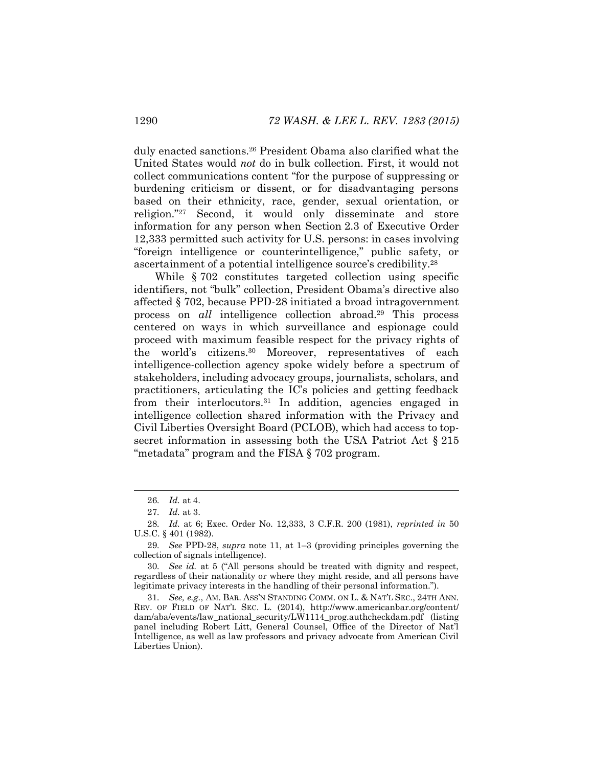duly enacted sanctions.[26] President Obama also clarified what the United States would *not* do in bulk collection. First, it would not collect communications content "for the purpose of suppressing or burdening criticism or dissent, or for disadvantaging persons based on their ethnicity, race, gender, sexual orientation, or religion."[27] Second, it would only disseminate and store information for any person when Section 2.3 of Executive Order 12,333 permitted such activity for U.S. persons: in cases involving "foreign intelligence or counterintelligence," public safety, or ascertainment of a potential intelligence source's credibility.[28]

While § 702 constitutes targeted collection using specific identifiers, not "bulk" collection, President Obama's directive also affected § 702, because PPD-28 initiated a broad intragovernment process on *all* intelligence collection abroad.[29] This process centered on ways in which surveillance and espionage could proceed with maximum feasible respect for the privacy rights of the world's citizens.[30] Moreover, representatives of each intelligence-collection agency spoke widely before a spectrum of stakeholders, including advocacy groups, journalists, scholars, and practitioners, articulating the IC's policies and getting feedback from their interlocutors.[31] In addition, agencies engaged in intelligence collection shared information with the Privacy and Civil Liberties Oversight Board (PCLOB), which had access to top-secret information in assessing both the USA Patriot Act § 215 "metadata" program and the FISA § 702 program.

---

26. *Id.* at 4.

27. *Id.* at 3.

28. *Id.* at 6; Exec. Order No. 12,333, 3 C.F.R. 200 (1981), *reprinted in* 50 U.S.C. § 401 (1982).

29. *See* PPD-28, *supra* note 11, at 1–3 (providing principles governing the collection of signals intelligence).

30. *See id.* at 5 ("All persons should be treated with dignity and respect, regardless of their nationality or where they might reside, and all persons have legitimate privacy interests in the handling of their personal information.").

31. *See, e.g.*, AM. BAR. ASS'N STANDING COMM. ON L. & NAT'L SEC., 24TH ANN. REV. OF FIELD OF NAT'L SEC. L. (2014), http://www.americanbar.org/content/dam/aba/events/law_national_security/LW1114_prog.authcheckdam.pdf (listing panel including Robert Litt, General Counsel, Office of the Director of Nat'l Intelligence, as well as law professors and privacy advocate from American Civil Liberties Union).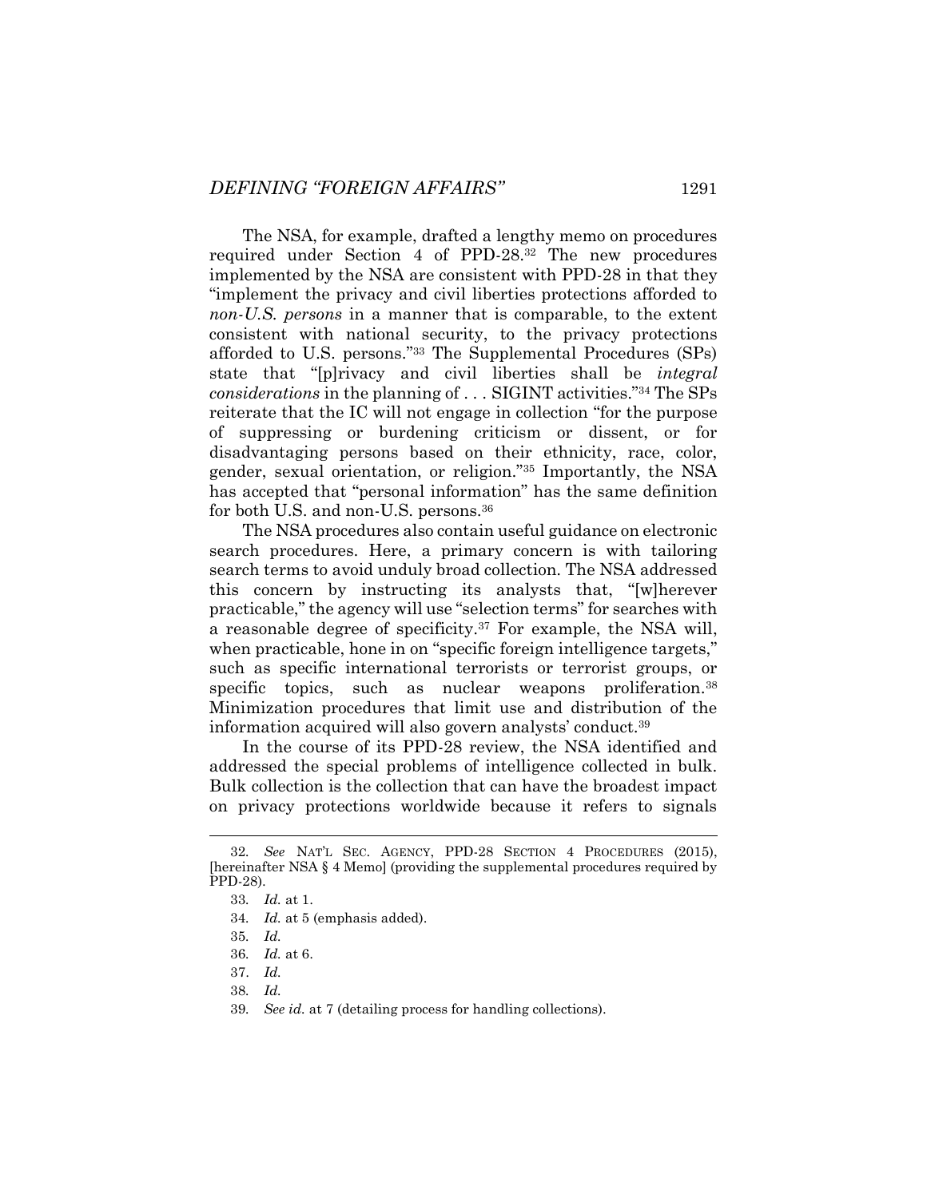The NSA, for example, drafted a lengthy memo on procedures required under Section 4 of PPD-28.[32] The new procedures implemented by the NSA are consistent with PPD-28 in that they "implement the privacy and civil liberties protections afforded to *non-U.S. persons* in a manner that is comparable, to the extent consistent with national security, to the privacy protections afforded to U.S. persons."[33] The Supplemental Procedures (SPs) state that "[p]rivacy and civil liberties shall be *integral considerations* in the planning of . . . SIGINT activities."[34] The SPs reiterate that the IC will not engage in collection "for the purpose of suppressing or burdening criticism or dissent, or for disadvantaging persons based on their ethnicity, race, color, gender, sexual orientation, or religion."[35] Importantly, the NSA has accepted that "personal information" has the same definition for both U.S. and non-U.S. persons.[36]

The NSA procedures also contain useful guidance on electronic search procedures. Here, a primary concern is with tailoring search terms to avoid unduly broad collection. The NSA addressed this concern by instructing its analysts that, "[w]herever practicable," the agency will use "selection terms" for searches with a reasonable degree of specificity.[37] For example, the NSA will, when practicable, hone in on "specific foreign intelligence targets," such as specific international terrorists or terrorist groups, or specific topics, such as nuclear weapons proliferation.[38] Minimization procedures that limit use and distribution of the information acquired will also govern analysts' conduct.[39]

In the course of its PPD-28 review, the NSA identified and addressed the special problems of intelligence collected in bulk. Bulk collection is the collection that can have the broadest impact on privacy protections worldwide because it refers to signals

---

32. *See* NAT'L SEC. AGENCY, PPD-28 SECTION 4 PROCEDURES (2015), [hereinafter NSA § 4 Memo] (providing the supplemental procedures required by PPD-28).

33. *Id.* at 1.

34. *Id.* at 5 (emphasis added).

35. *Id.*

36. *Id.* at 6.

37. *Id.*

38. *Id.*

39. *See id.* at 7 (detailing process for handling collections).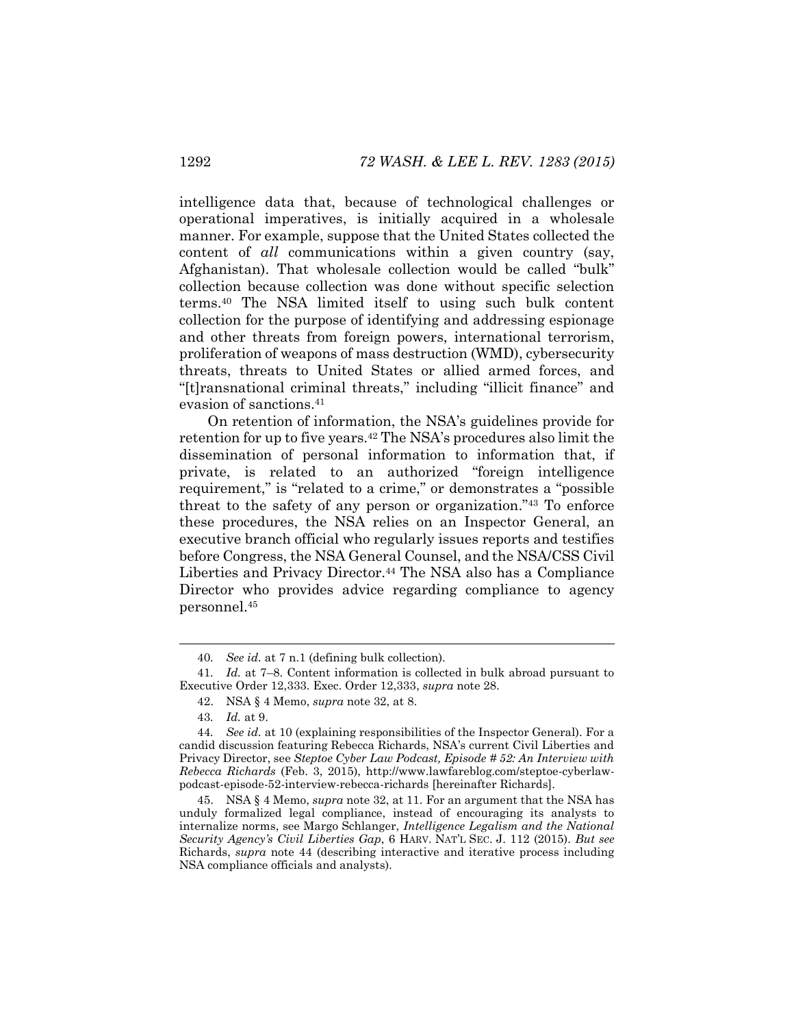intelligence data that, because of technological challenges or operational imperatives, is initially acquired in a wholesale manner. For example, suppose that the United States collected the content of *all* communications within a given country (say, Afghanistan). That wholesale collection would be called "bulk" collection because collection was done without specific selection terms.[40] The NSA limited itself to using such bulk content collection for the purpose of identifying and addressing espionage and other threats from foreign powers, international terrorism, proliferation of weapons of mass destruction (WMD), cybersecurity threats, threats to United States or allied armed forces, and "[t]ransnational criminal threats," including "illicit finance" and evasion of sanctions.[41]

On retention of information, the NSA's guidelines provide for retention for up to five years.[42] The NSA's procedures also limit the dissemination of personal information to information that, if private, is related to an authorized "foreign intelligence requirement," is "related to a crime," or demonstrates a "possible threat to the safety of any person or organization."[43] To enforce these procedures, the NSA relies on an Inspector General, an executive branch official who regularly issues reports and testifies before Congress, the NSA General Counsel, and the NSA/CSS Civil Liberties and Privacy Director.[44] The NSA also has a Compliance Director who provides advice regarding compliance to agency personnel.[45]

---

40. *See id.* at 7 n.1 (defining bulk collection).

41. *Id.* at 7–8. Content information is collected in bulk abroad pursuant to Executive Order 12,333. Exec. Order 12,333, *supra* note 28.

42. NSA § 4 Memo, *supra* note 32, at 8.

43. *Id.* at 9.

44. *See id.* at 10 (explaining responsibilities of the Inspector General). For a candid discussion featuring Rebecca Richards, NSA's current Civil Liberties and Privacy Director, see *Steptoe Cyber Law Podcast, Episode # 52: An Interview with Rebecca Richards* (Feb. 3, 2015), http://www.lawfareblog.com/steptoe-cyberlaw-podcast-episode-52-interview-rebecca-richards [hereinafter Richards].

45. NSA § 4 Memo, *supra* note 32, at 11. For an argument that the NSA has unduly formalized legal compliance, instead of encouraging its analysts to internalize norms, see Margo Schlanger, *Intelligence Legalism and the National Security Agency's Civil Liberties Gap*, 6 HARV. NAT'L SEC. J. 112 (2015). *But see* Richards, *supra* note 44 (describing interactive and iterative process including NSA compliance officials and analysts).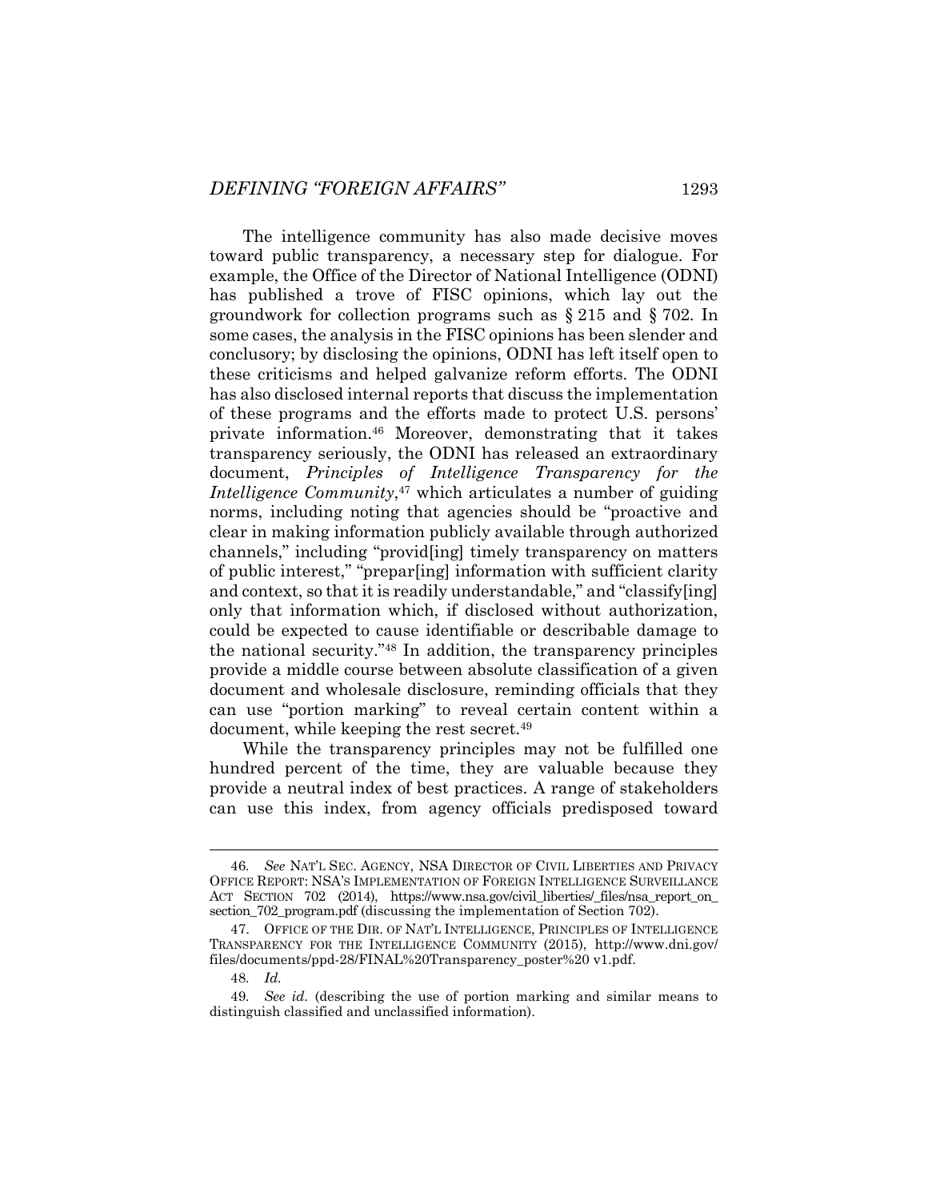The intelligence community has also made decisive moves toward public transparency, a necessary step for dialogue. For example, the Office of the Director of National Intelligence (ODNI) has published a trove of FISC opinions, which lay out the groundwork for collection programs such as § 215 and § 702. In some cases, the analysis in the FISC opinions has been slender and conclusory; by disclosing the opinions, ODNI has left itself open to these criticisms and helped galvanize reform efforts. The ODNI has also disclosed internal reports that discuss the implementation of these programs and the efforts made to protect U.S. persons' private information.[46] Moreover, demonstrating that it takes transparency seriously, the ODNI has released an extraordinary document, *Principles of Intelligence Transparency for the Intelligence Community*,[47] which articulates a number of guiding norms, including noting that agencies should be "proactive and clear in making information publicly available through authorized channels," including "provid[ing] timely transparency on matters of public interest," "prepar[ing] information with sufficient clarity and context, so that it is readily understandable," and "classify[ing] only that information which, if disclosed without authorization, could be expected to cause identifiable or describable damage to the national security."[48] In addition, the transparency principles provide a middle course between absolute classification of a given document and wholesale disclosure, reminding officials that they can use "portion marking" to reveal certain content within a document, while keeping the rest secret.[49]

While the transparency principles may not be fulfilled one hundred percent of the time, they are valuable because they provide a neutral index of best practices. A range of stakeholders can use this index, from agency officials predisposed toward

---

46. *See* NAT'L SEC. AGENCY, NSA DIRECTOR OF CIVIL LIBERTIES AND PRIVACY OFFICE REPORT: NSA'S IMPLEMENTATION OF FOREIGN INTELLIGENCE SURVEILLANCE ACT SECTION 702 (2014), https://www.nsa.gov/civil_liberties/_files/nsa_report_on_section_702_program.pdf (discussing the implementation of Section 702).

47. OFFICE OF THE DIR. OF NAT'L INTELLIGENCE, PRINCIPLES OF INTELLIGENCE TRANSPARENCY FOR THE INTELLIGENCE COMMUNITY (2015), http://www.dni.gov/files/documents/ppd-28/FINAL%20Transparency_poster%20 v1.pdf.

48. *Id.*

49. *See id.* (describing the use of portion marking and similar means to distinguish classified and unclassified information).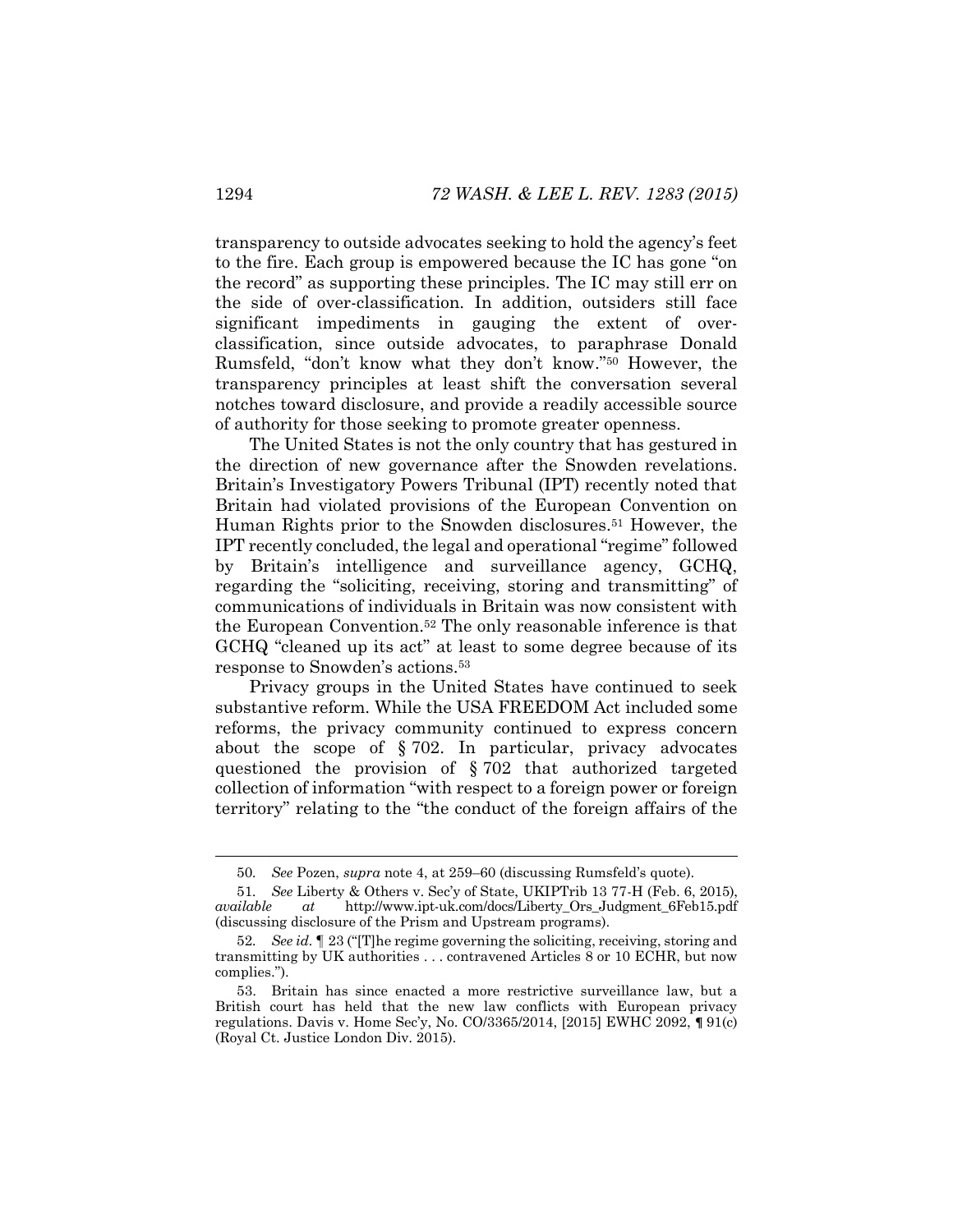transparency to outside advocates seeking to hold the agency's feet to the fire. Each group is empowered because the IC has gone "on the record" as supporting these principles. The IC may still err on the side of over-classification. In addition, outsiders still face significant impediments in gauging the extent of over-classification, since outside advocates, to paraphrase Donald Rumsfeld, "don't know what they don't know."[50] However, the transparency principles at least shift the conversation several notches toward disclosure, and provide a readily accessible source of authority for those seeking to promote greater openness.

The United States is not the only country that has gestured in the direction of new governance after the Snowden revelations. Britain's Investigatory Powers Tribunal (IPT) recently noted that Britain had violated provisions of the European Convention on Human Rights prior to the Snowden disclosures.[51] However, the IPT recently concluded, the legal and operational "regime" followed by Britain's intelligence and surveillance agency, GCHQ, regarding the "soliciting, receiving, storing and transmitting" of communications of individuals in Britain was now consistent with the European Convention.[52] The only reasonable inference is that GCHQ "cleaned up its act" at least to some degree because of its response to Snowden's actions.[53]

Privacy groups in the United States have continued to seek substantive reform. While the USA FREEDOM Act included some reforms, the privacy community continued to express concern about the scope of § 702. In particular, privacy advocates questioned the provision of § 702 that authorized targeted collection of information "with respect to a foreign power or foreign territory" relating to the "the conduct of the foreign affairs of the

---

50. *See* Pozen, *supra* note 4, at 259–60 (discussing Rumsfeld's quote).

51. *See* Liberty & Others v. Sec'y of State, UKIPTrib 13 77-H (Feb. 6, 2015), *available at* http://www.ipt-uk.com/docs/Liberty_Ors_Judgment_6Feb15.pdf (discussing disclosure of the Prism and Upstream programs).

52. *See id.* ¶ 23 ("[T]he regime governing the soliciting, receiving, storing and transmitting by UK authorities . . . contravened Articles 8 or 10 ECHR, but now complies.").

53. Britain has since enacted a more restrictive surveillance law, but a British court has held that the new law conflicts with European privacy regulations. Davis v. Home Sec'y, No. CO/3365/2014, [2015] EWHC 2092, ¶ 91(c) (Royal Ct. Justice London Div. 2015).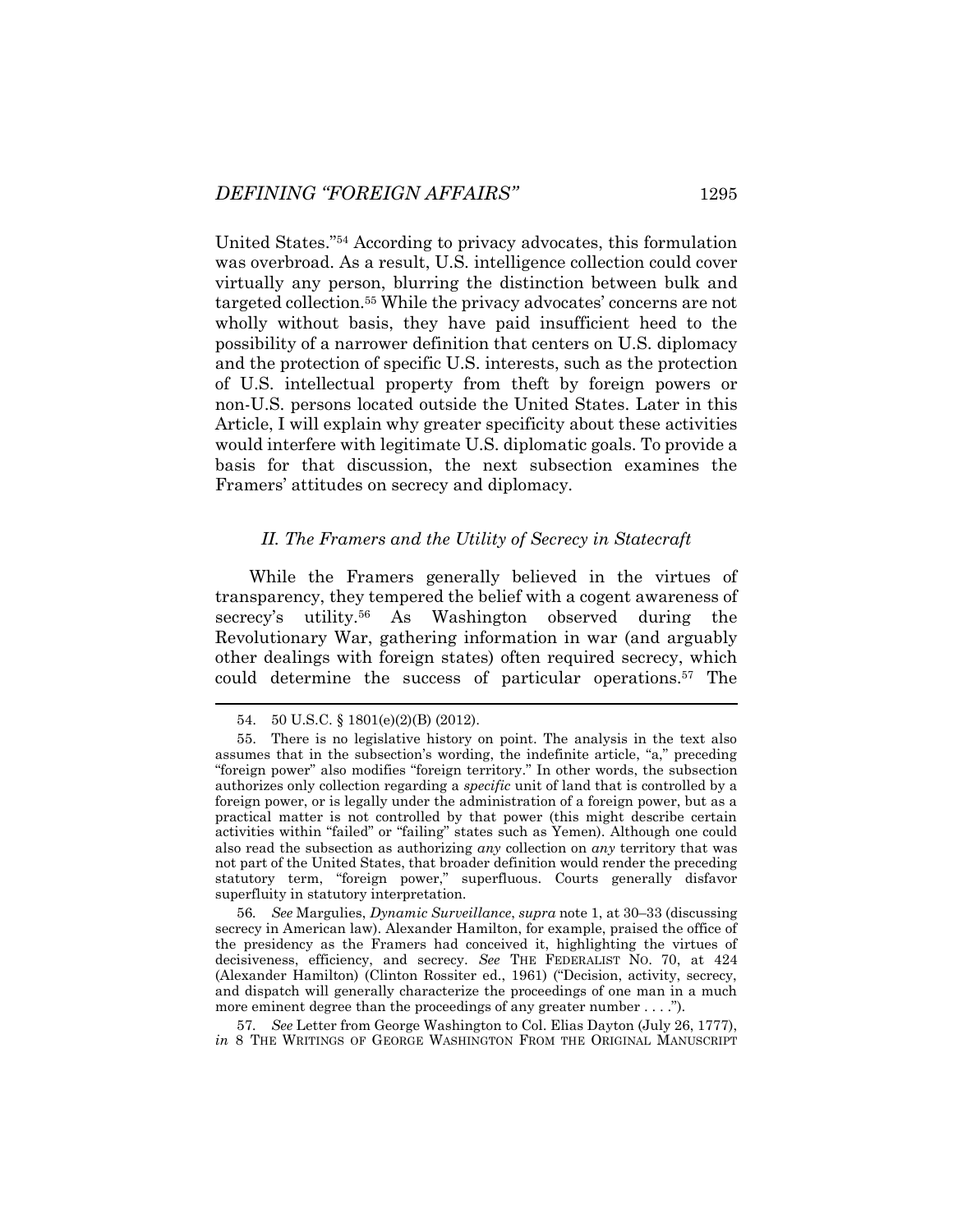United States."[54] According to privacy advocates, this formulation was overbroad. As a result, U.S. intelligence collection could cover virtually any person, blurring the distinction between bulk and targeted collection.[55] While the privacy advocates' concerns are not wholly without basis, they have paid insufficient heed to the possibility of a narrower definition that centers on U.S. diplomacy and the protection of specific U.S. interests, such as the protection of U.S. intellectual property from theft by foreign powers or non-U.S. persons located outside the United States. Later in this Article, I will explain why greater specificity about these activities would interfere with legitimate U.S. diplomatic goals. To provide a basis for that discussion, the next subsection examines the Framers' attitudes on secrecy and diplomacy.

### *II. The Framers and the Utility of Secrecy in Statecraft*

While the Framers generally believed in the virtues of transparency, they tempered the belief with a cogent awareness of secrecy's utility.[56] As Washington observed during the Revolutionary War, gathering information in war (and arguably other dealings with foreign states) often required secrecy, which could determine the success of particular operations.[57] The

---

54. 50 U.S.C. § 1801(e)(2)(B) (2012).

55. There is no legislative history on point. The analysis in the text also assumes that in the subsection's wording, the indefinite article, "a," preceding "foreign power" also modifies "foreign territory." In other words, the subsection authorizes only collection regarding a *specific* unit of land that is controlled by a foreign power, or is legally under the administration of a foreign power, but as a practical matter is not controlled by that power (this might describe certain activities within "failed" or "failing" states such as Yemen). Although one could also read the subsection as authorizing *any* collection on *any* territory that was not part of the United States, that broader definition would render the preceding statutory term, "foreign power," superfluous. Courts generally disfavor superfluity in statutory interpretation.

56. *See* Margulies, *Dynamic Surveillance*, *supra* note 1, at 30–33 (discussing secrecy in American law). Alexander Hamilton, for example, praised the office of the presidency as the Framers had conceived it, highlighting the virtues of decisiveness, efficiency, and secrecy. *See* THE FEDERALIST NO. 70, at 424 (Alexander Hamilton) (Clinton Rossiter ed., 1961) ("Decision, activity, secrecy, and dispatch will generally characterize the proceedings of one man in a much more eminent degree than the proceedings of any greater number . . . .").

57. *See* Letter from George Washington to Col. Elias Dayton (July 26, 1777), *in* 8 THE WRITINGS OF GEORGE WASHINGTON FROM THE ORIGINAL MANUSCRIPT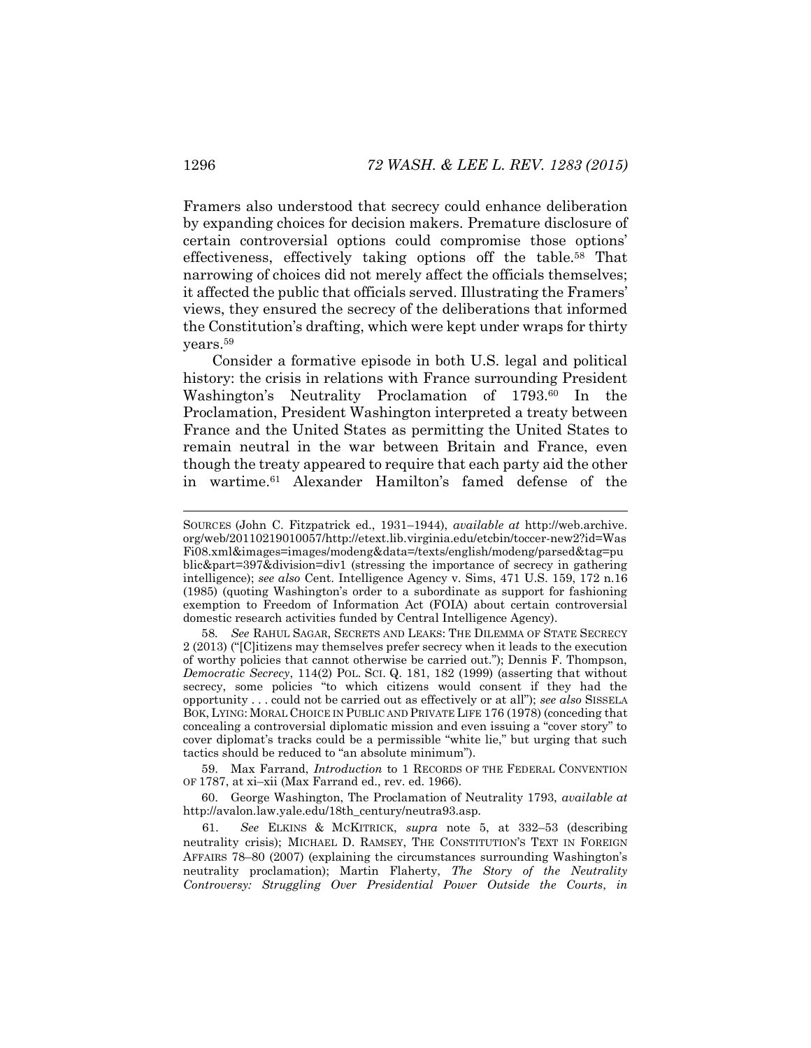Framers also understood that secrecy could enhance deliberation by expanding choices for decision makers. Premature disclosure of certain controversial options could compromise those options' effectiveness, effectively taking options off the table.[58] That narrowing of choices did not merely affect the officials themselves; it affected the public that officials served. Illustrating the Framers' views, they ensured the secrecy of the deliberations that informed the Constitution's drafting, which were kept under wraps for thirty years.[59]

Consider a formative episode in both U.S. legal and political history: the crisis in relations with France surrounding President Washington's Neutrality Proclamation of 1793.[60] In the Proclamation, President Washington interpreted a treaty between France and the United States as permitting the United States to remain neutral in the war between Britain and France, even though the treaty appeared to require that each party aid the other in wartime.[61] Alexander Hamilton's famed defense of the

---

SOURCES (John C. Fitzpatrick ed., 1931–1944), *available at* http://web.archive.org/web/20110219010057/http://etext.lib.virginia.edu/etcbin/toccer-new2?id=WasFi08.xml&images=images/modeng&data=/texts/english/modeng/parsed&tag=public&part=397&division=div1 (stressing the importance of secrecy in gathering intelligence); *see also* Cent. Intelligence Agency v. Sims, 471 U.S. 159, 172 n.16 (1985) (quoting Washington's order to a subordinate as support for fashioning exemption to Freedom of Information Act (FOIA) about certain controversial domestic research activities funded by Central Intelligence Agency).

58. *See* RAHUL SAGAR, SECRETS AND LEAKS: THE DILEMMA OF STATE SECRECY 2 (2013) ("[C]itizens may themselves prefer secrecy when it leads to the execution of worthy policies that cannot otherwise be carried out."); Dennis F. Thompson, *Democratic Secrecy*, 114(2) POL. SCI. Q. 181, 182 (1999) (asserting that without secrecy, some policies "to which citizens would consent if they had the opportunity . . . could not be carried out as effectively or at all"); *see also* SISSELA BOK, LYING: MORAL CHOICE IN PUBLIC AND PRIVATE LIFE 176 (1978) (conceding that concealing a controversial diplomatic mission and even issuing a "cover story" to cover diplomat's tracks could be a permissible "white lie," but urging that such tactics should be reduced to "an absolute minimum").

59. Max Farrand, *Introduction* to 1 RECORDS OF THE FEDERAL CONVENTION OF 1787, at xi–xii (Max Farrand ed., rev. ed. 1966).

60. George Washington, The Proclamation of Neutrality 1793, *available at* http://avalon.law.yale.edu/18th_century/neutra93.asp.

61. *See* ELKINS & MCKITRICK, *supra* note 5, at 332–53 (describing neutrality crisis); MICHAEL D. RAMSEY, THE CONSTITUTION'S TEXT IN FOREIGN AFFAIRS 78–80 (2007) (explaining the circumstances surrounding Washington's neutrality proclamation); Martin Flaherty, *The Story of the Neutrality Controversy: Struggling Over Presidential Power Outside the Courts*, *in*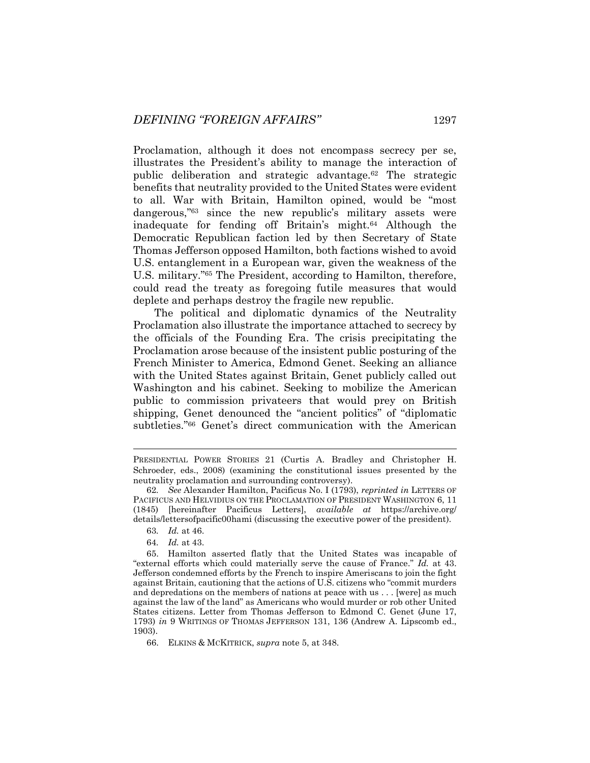Proclamation, although it does not encompass secrecy per se, illustrates the President's ability to manage the interaction of public deliberation and strategic advantage.[62] The strategic benefits that neutrality provided to the United States were evident to all. War with Britain, Hamilton opined, would be "most dangerous,"[63] since the new republic's military assets were inadequate for fending off Britain's might.[64] Although the Democratic Republican faction led by then Secretary of State Thomas Jefferson opposed Hamilton, both factions wished to avoid U.S. entanglement in a European war, given the weakness of the U.S. military."[65] The President, according to Hamilton, therefore, could read the treaty as foregoing futile measures that would deplete and perhaps destroy the fragile new republic.

The political and diplomatic dynamics of the Neutrality Proclamation also illustrate the importance attached to secrecy by the officials of the Founding Era. The crisis precipitating the Proclamation arose because of the insistent public posturing of the French Minister to America, Edmond Genet. Seeking an alliance with the United States against Britain, Genet publicly called out Washington and his cabinet. Seeking to mobilize the American public to commission privateers that would prey on British shipping, Genet denounced the "ancient politics" of "diplomatic subtleties."[66] Genet's direct communication with the American

---

PRESIDENTIAL POWER STORIES 21 (Curtis A. Bradley and Christopher H. Schroeder, eds., 2008) (examining the constitutional issues presented by the neutrality proclamation and surrounding controversy).

62. *See* Alexander Hamilton, Pacificus No. I (1793), *reprinted in* LETTERS OF PACIFICUS AND HELVIDIUS ON THE PROCLAMATION OF PRESIDENT WASHINGTON 6, 11 (1845) [hereinafter Pacificus Letters], *available at* https://archive.org/details/lettersofpacific00hami (discussing the executive power of the president).

63. *Id.* at 46.

64. *Id.* at 43.

65. Hamilton asserted flatly that the United States was incapable of "external efforts which could materially serve the cause of France." *Id.* at 43. Jefferson condemned efforts by the French to inspire Ameriscans to join the fight against Britain, cautioning that the actions of U.S. citizens who "commit murders and depredations on the members of nations at peace with us . . . [were] as much against the law of the land" as Americans who would murder or rob other United States citizens. Letter from Thomas Jefferson to Edmond C. Genet (June 17, 1793) *in* 9 WRITINGS OF THOMAS JEFFERSON 131, 136 (Andrew A. Lipscomb ed., 1903).

66. ELKINS & MCKITRICK, *supra* note 5, at 348.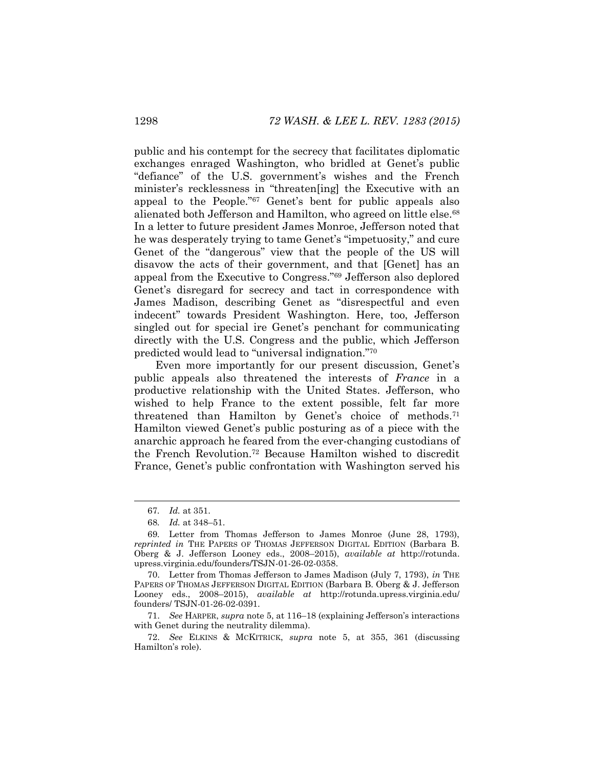public and his contempt for the secrecy that facilitates diplomatic exchanges enraged Washington, who bridled at Genet's public "defiance" of the U.S. government's wishes and the French minister's recklessness in "threaten[ing] the Executive with an appeal to the People."[67] Genet's bent for public appeals also alienated both Jefferson and Hamilton, who agreed on little else.[68] In a letter to future president James Monroe, Jefferson noted that he was desperately trying to tame Genet's "impetuosity," and cure Genet of the "dangerous" view that the people of the US will disavow the acts of their government, and that [Genet] has an appeal from the Executive to Congress."[69] Jefferson also deplored Genet's disregard for secrecy and tact in correspondence with James Madison, describing Genet as "disrespectful and even indecent" towards President Washington. Here, too, Jefferson singled out for special ire Genet's penchant for communicating directly with the U.S. Congress and the public, which Jefferson predicted would lead to "universal indignation."[70]

Even more importantly for our present discussion, Genet's public appeals also threatened the interests of *France* in a productive relationship with the United States. Jefferson, who wished to help France to the extent possible, felt far more threatened than Hamilton by Genet's choice of methods.[71] Hamilton viewed Genet's public posturing as of a piece with the anarchic approach he feared from the ever-changing custodians of the French Revolution.[72] Because Hamilton wished to discredit France, Genet's public confrontation with Washington served his

---

67. *Id.* at 351.

68. *Id.* at 348–51.

69. Letter from Thomas Jefferson to James Monroe (June 28, 1793), *reprinted in* THE PAPERS OF THOMAS JEFFERSON DIGITAL EDITION (Barbara B. Oberg & J. Jefferson Looney eds., 2008–2015), *available at* http://rotunda.upress.virginia.edu/founders/TSJN-01-26-02-0358.

70. Letter from Thomas Jefferson to James Madison (July 7, 1793), *in* THE PAPERS OF THOMAS JEFFERSON DIGITAL EDITION (Barbara B. Oberg & J. Jefferson Looney eds., 2008–2015), *available at* http://rotunda.upress.virginia.edu/founders/ TSJN-01-26-02-0391.

71. *See* HARPER, *supra* note 5, at 116–18 (explaining Jefferson's interactions with Genet during the neutrality dilemma).

72. *See* ELKINS & MCKITRICK, *supra* note 5, at 355, 361 (discussing Hamilton's role).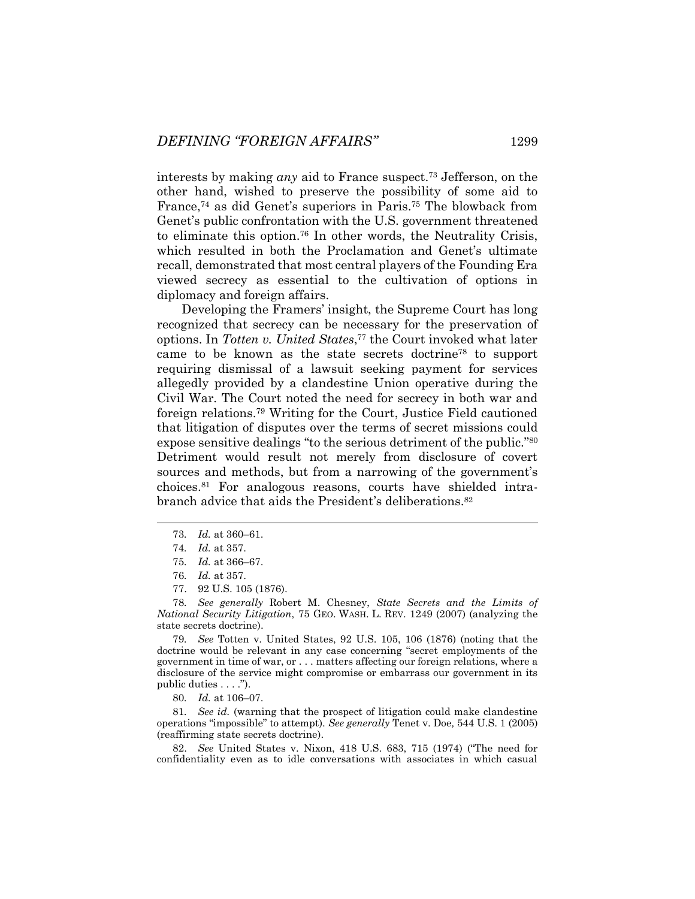interests by making *any* aid to France suspect.[73] Jefferson, on the other hand, wished to preserve the possibility of some aid to France,[74] as did Genet's superiors in Paris.[75] The blowback from Genet's public confrontation with the U.S. government threatened to eliminate this option.[76] In other words, the Neutrality Crisis, which resulted in both the Proclamation and Genet's ultimate recall, demonstrated that most central players of the Founding Era viewed secrecy as essential to the cultivation of options in diplomacy and foreign affairs.

Developing the Framers' insight, the Supreme Court has long recognized that secrecy can be necessary for the preservation of options. In *Totten v. United States*,[77] the Court invoked what later came to be known as the state secrets doctrine[78] to support requiring dismissal of a lawsuit seeking payment for services allegedly provided by a clandestine Union operative during the Civil War. The Court noted the need for secrecy in both war and foreign relations.[79] Writing for the Court, Justice Field cautioned that litigation of disputes over the terms of secret missions could expose sensitive dealings "to the serious detriment of the public."[80] Detriment would result not merely from disclosure of covert sources and methods, but from a narrowing of the government's choices.[81] For analogous reasons, courts have shielded intra-branch advice that aids the President's deliberations.[82]

---

73. *Id.* at 360–61.

74. *Id.* at 357.

75. *Id.* at 366–67.

76. *Id.* at 357.

77. 92 U.S. 105 (1876).

78. *See generally* Robert M. Chesney, *State Secrets and the Limits of National Security Litigation*, 75 GEO. WASH. L. REV. 1249 (2007) (analyzing the state secrets doctrine).

79. *See* Totten v. United States, 92 U.S. 105, 106 (1876) (noting that the doctrine would be relevant in any case concerning "secret employments of the government in time of war, or . . . matters affecting our foreign relations, where a disclosure of the service might compromise or embarrass our government in its public duties . . . .").

80. *Id.* at 106–07.

81. *See id.* (warning that the prospect of litigation could make clandestine operations "impossible" to attempt). *See generally* Tenet v. Doe, 544 U.S. 1 (2005) (reaffirming state secrets doctrine).

82. *See* United States v. Nixon, 418 U.S. 683, 715 (1974) ("The need for confidentiality even as to idle conversations with associates in which casual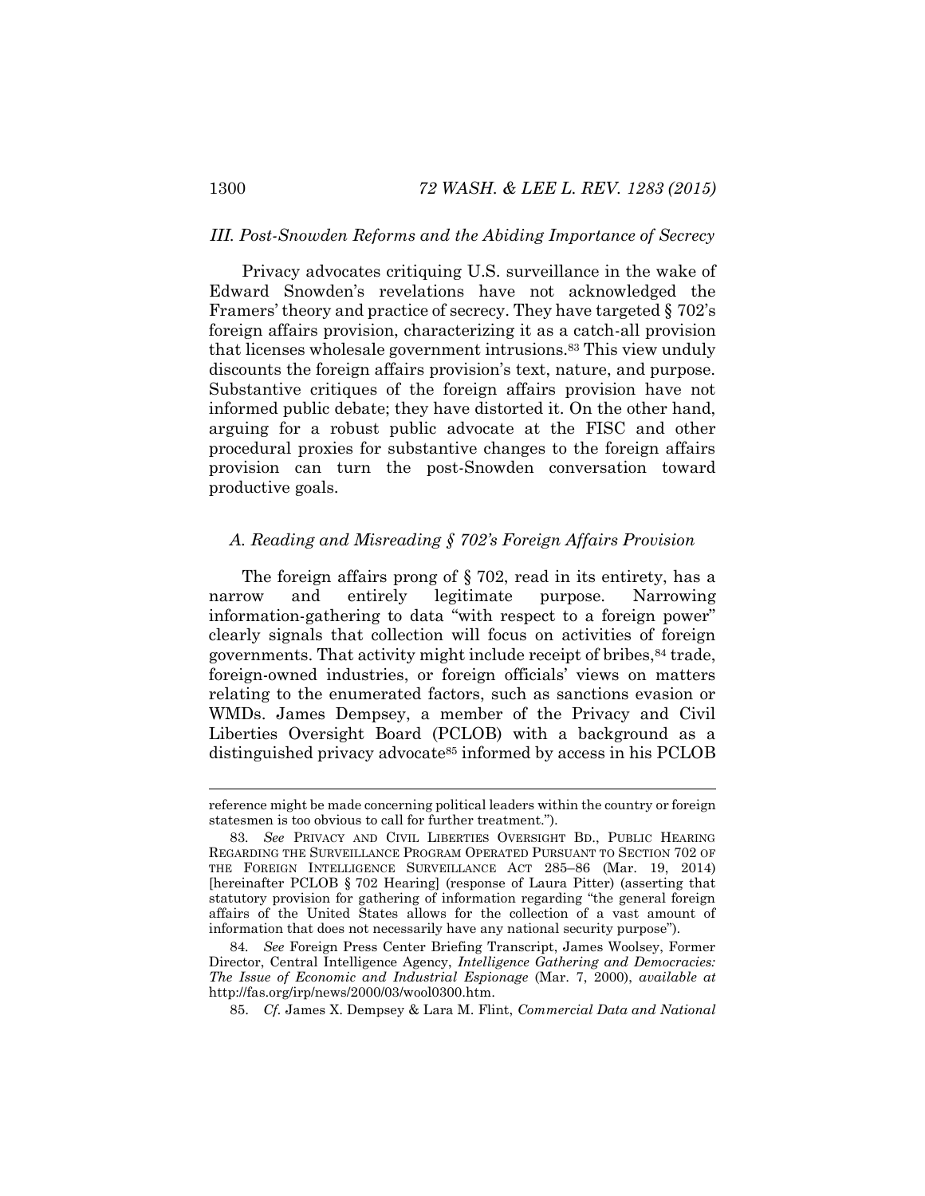## III. Post-Snowden Reforms and the Abiding Importance of Secrecy

Privacy advocates critiquing U.S. surveillance in the wake of Edward Snowden's revelations have not acknowledged the Framers' theory and practice of secrecy. They have targeted § 702's foreign affairs provision, characterizing it as a catch-all provision that licenses wholesale government intrusions.[83] This view unduly discounts the foreign affairs provision's text, nature, and purpose. Substantive critiques of the foreign affairs provision have not informed public debate; they have distorted it. On the other hand, arguing for a robust public advocate at the FISC and other procedural proxies for substantive changes to the foreign affairs provision can turn the post-Snowden conversation toward productive goals.

### A. Reading and Misreading § 702's Foreign Affairs Provision

The foreign affairs prong of § 702, read in its entirety, has a narrow and entirely legitimate purpose. Narrowing information-gathering to data "with respect to a foreign power" clearly signals that collection will focus on activities of foreign governments. That activity might include receipt of bribes,[84] trade, foreign-owned industries, or foreign officials' views on matters relating to the enumerated factors, such as sanctions evasion or WMDs. James Dempsey, a member of the Privacy and Civil Liberties Oversight Board (PCLOB) with a background as a distinguished privacy advocate[85] informed by access in his PCLOB

---

reference might be made concerning political leaders within the country or foreign statesmen is too obvious to call for further treatment.").

83. *See* PRIVACY AND CIVIL LIBERTIES OVERSIGHT BD., PUBLIC HEARING REGARDING THE SURVEILLANCE PROGRAM OPERATED PURSUANT TO SECTION 702 OF THE FOREIGN INTELLIGENCE SURVEILLANCE ACT 285–86 (Mar. 19, 2014) [hereinafter PCLOB § 702 Hearing] (response of Laura Pitter) (asserting that statutory provision for gathering of information regarding "the general foreign affairs of the United States allows for the collection of a vast amount of information that does not necessarily have any national security purpose").

84. *See* Foreign Press Center Briefing Transcript, James Woolsey, Former Director, Central Intelligence Agency, *Intelligence Gathering and Democracies: The Issue of Economic and Industrial Espionage* (Mar. 7, 2000), *available at* http://fas.org/irp/news/2000/03/wool0300.htm.

85. *Cf.* James X. Dempsey & Lara M. Flint, *Commercial Data and National*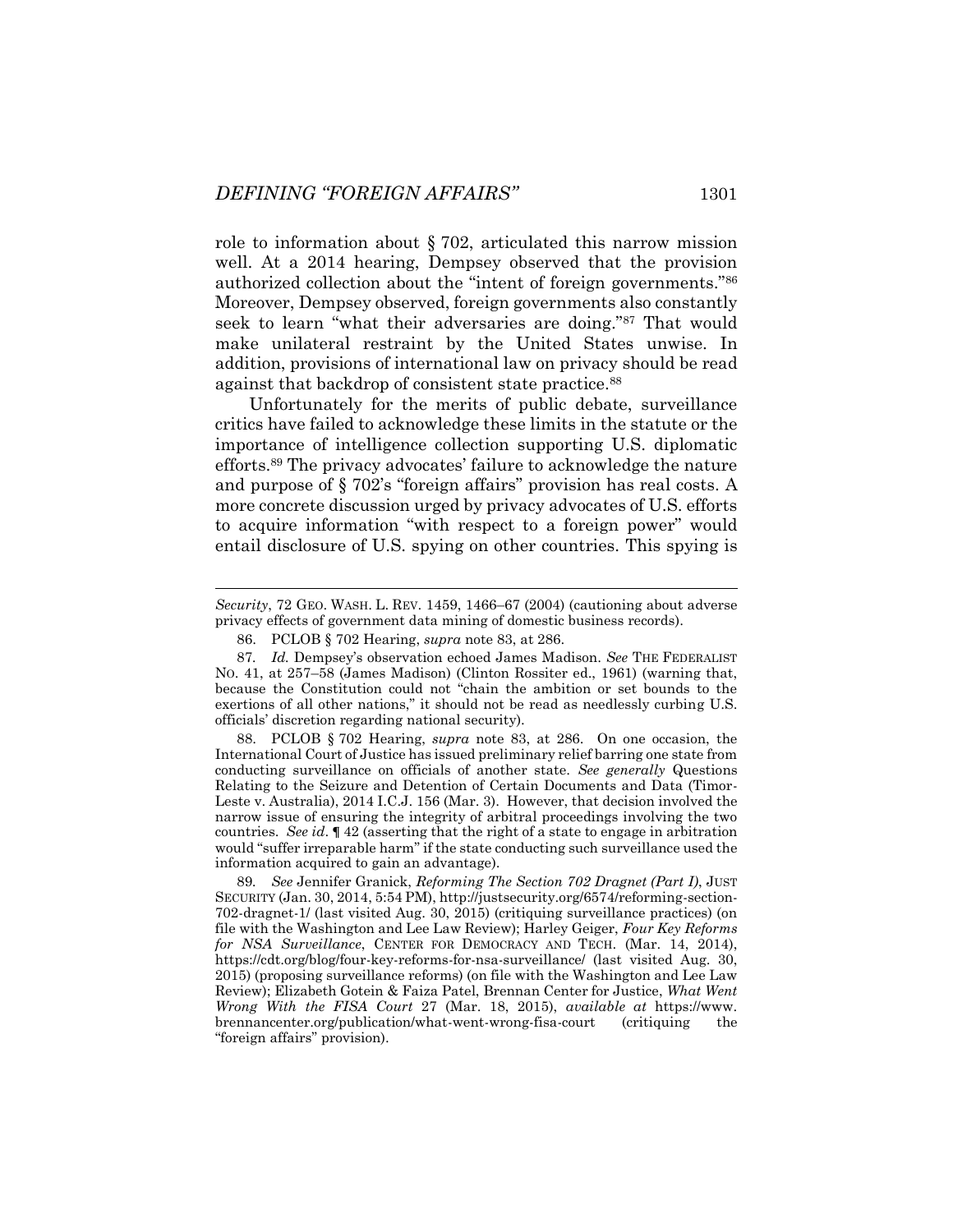role to information about § 702, articulated this narrow mission well. At a 2014 hearing, Dempsey observed that the provision authorized collection about the "intent of foreign governments."[86] Moreover, Dempsey observed, foreign governments also constantly seek to learn "what their adversaries are doing."[87] That would make unilateral restraint by the United States unwise. In addition, provisions of international law on privacy should be read against that backdrop of consistent state practice.[88]

Unfortunately for the merits of public debate, surveillance critics have failed to acknowledge these limits in the statute or the importance of intelligence collection supporting U.S. diplomatic efforts.[89] The privacy advocates' failure to acknowledge the nature and purpose of § 702's "foreign affairs" provision has real costs. A more concrete discussion urged by privacy advocates of U.S. efforts to acquire information "with respect to a foreign power" would entail disclosure of U.S. spying on other countries. This spying is

---

*Security*, 72 GEO. WASH. L. REV. 1459, 1466–67 (2004) (cautioning about adverse privacy effects of government data mining of domestic business records).

86. PCLOB § 702 Hearing, *supra* note 83, at 286.

87. *Id.* Dempsey's observation echoed James Madison. *See* THE FEDERALIST NO. 41, at 257–58 (James Madison) (Clinton Rossiter ed., 1961) (warning that, because the Constitution could not "chain the ambition or set bounds to the exertions of all other nations," it should not be read as needlessly curbing U.S. officials' discretion regarding national security).

88. PCLOB § 702 Hearing, *supra* note 83, at 286. On one occasion, the International Court of Justice has issued preliminary relief barring one state from conducting surveillance on officials of another state. *See generally* Questions Relating to the Seizure and Detention of Certain Documents and Data (Timor-Leste v. Australia), 2014 I.C.J. 156 (Mar. 3). However, that decision involved the narrow issue of ensuring the integrity of arbitral proceedings involving the two countries. *See id*. ¶ 42 (asserting that the right of a state to engage in arbitration would "suffer irreparable harm" if the state conducting such surveillance used the information acquired to gain an advantage).

89. *See* Jennifer Granick, *Reforming The Section 702 Dragnet (Part I)*, JUST SECURITY (Jan. 30, 2014, 5:54 PM), http://justsecurity.org/6574/reforming-section-702-dragnet-1/ (last visited Aug. 30, 2015) (critiquing surveillance practices) (on file with the Washington and Lee Law Review); Harley Geiger, *Four Key Reforms for NSA Surveillance*, CENTER FOR DEMOCRACY AND TECH. (Mar. 14, 2014), https://cdt.org/blog/four-key-reforms-for-nsa-surveillance/ (last visited Aug. 30, 2015) (proposing surveillance reforms) (on file with the Washington and Lee Law Review); Elizabeth Gotein & Faiza Patel, Brennan Center for Justice, *What Went Wrong With the FISA Court* 27 (Mar. 18, 2015), *available at* https://www.brennancenter.org/publication/what-went-wrong-fisa-court (critiquing the "foreign affairs" provision).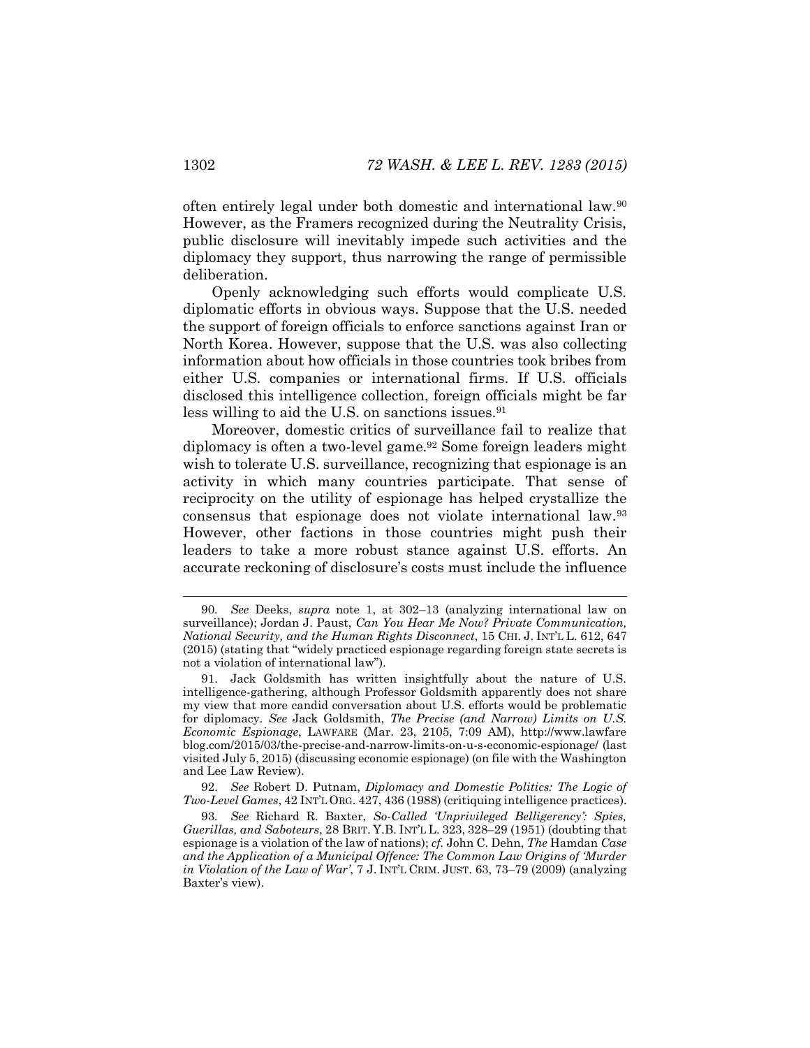often entirely legal under both domestic and international law.[90] However, as the Framers recognized during the Neutrality Crisis, public disclosure will inevitably impede such activities and the diplomacy they support, thus narrowing the range of permissible deliberation.

Openly acknowledging such efforts would complicate U.S. diplomatic efforts in obvious ways. Suppose that the U.S. needed the support of foreign officials to enforce sanctions against Iran or North Korea. However, suppose that the U.S. was also collecting information about how officials in those countries took bribes from either U.S. companies or international firms. If U.S. officials disclosed this intelligence collection, foreign officials might be far less willing to aid the U.S. on sanctions issues.[91]

Moreover, domestic critics of surveillance fail to realize that diplomacy is often a two-level game.[92] Some foreign leaders might wish to tolerate U.S. surveillance, recognizing that espionage is an activity in which many countries participate. That sense of reciprocity on the utility of espionage has helped crystallize the consensus that espionage does not violate international law.[93] However, other factions in those countries might push their leaders to take a more robust stance against U.S. efforts. An accurate reckoning of disclosure's costs must include the influence

---

90. *See* Deeks, *supra* note 1, at 302–13 (analyzing international law on surveillance); Jordan J. Paust, *Can You Hear Me Now? Private Communication, National Security, and the Human Rights Disconnect*, 15 CHI. J. INT'L L. 612, 647 (2015) (stating that "widely practiced espionage regarding foreign state secrets is not a violation of international law").

91. Jack Goldsmith has written insightfully about the nature of U.S. intelligence-gathering, although Professor Goldsmith apparently does not share my view that more candid conversation about U.S. efforts would be problematic for diplomacy. *See* Jack Goldsmith, *The Precise (and Narrow) Limits on U.S. Economic Espionage*, LAWFARE (Mar. 23, 2105, 7:09 AM), http://www.lawfareblog.com/2015/03/the-precise-and-narrow-limits-on-u-s-economic-espionage/ (last visited July 5, 2015) (discussing economic espionage) (on file with the Washington and Lee Law Review).

92. *See* Robert D. Putnam, *Diplomacy and Domestic Politics: The Logic of Two-Level Games*, 42 INT'L ORG. 427, 436 (1988) (critiquing intelligence practices).

93. *See* Richard R. Baxter, *So-Called 'Unprivileged Belligerency': Spies, Guerillas, and Saboteurs*, 28 BRIT. Y.B. INT'L L. 323, 328–29 (1951) (doubting that espionage is a violation of the law of nations); *cf.* John C. Dehn, *The* Hamdan *Case and the Application of a Municipal Offence: The Common Law Origins of 'Murder in Violation of the Law of War'*, 7 J. INT'L CRIM. JUST. 63, 73–79 (2009) (analyzing Baxter's view).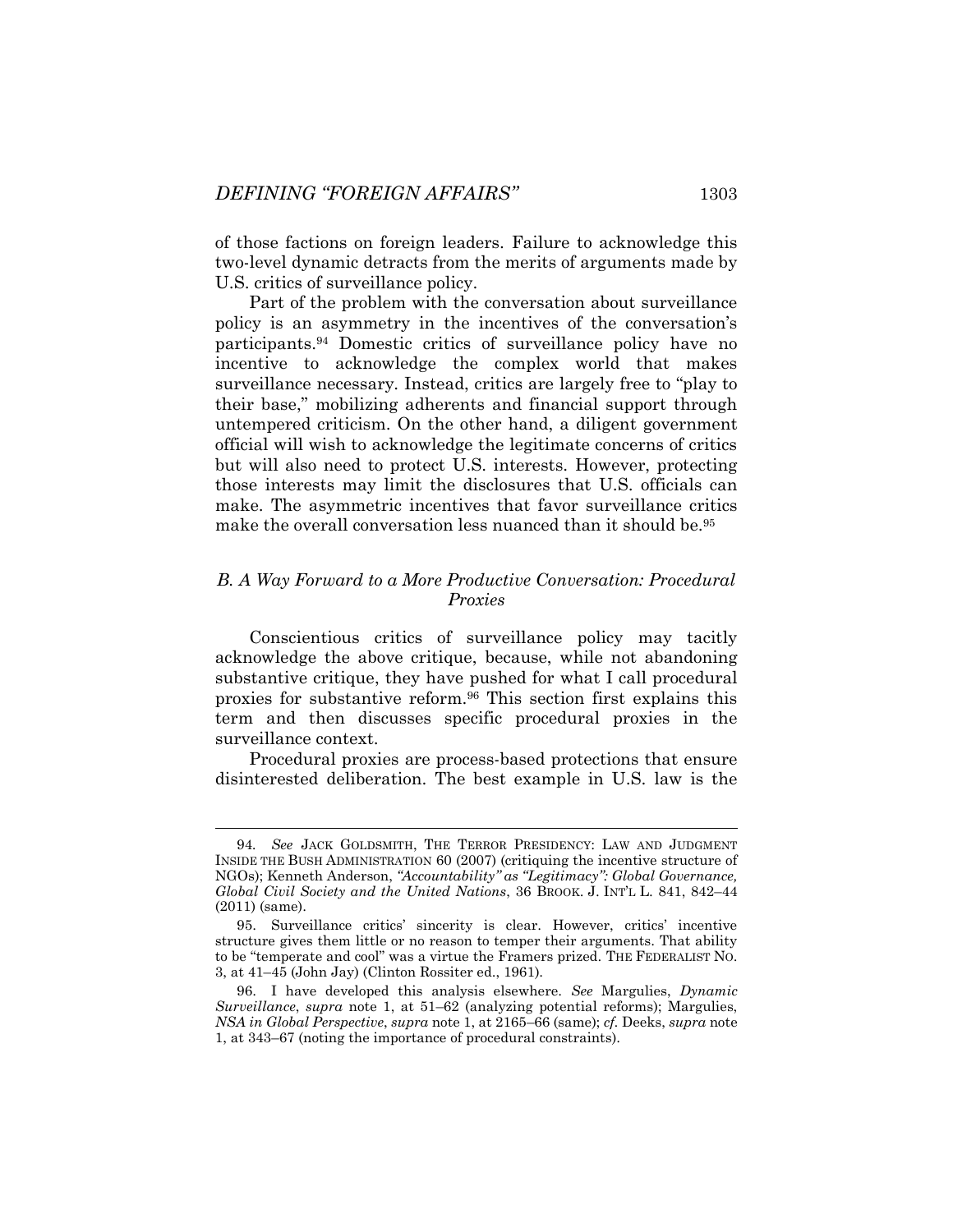of those factions on foreign leaders. Failure to acknowledge this two-level dynamic detracts from the merits of arguments made by U.S. critics of surveillance policy.

Part of the problem with the conversation about surveillance policy is an asymmetry in the incentives of the conversation's participants.[94] Domestic critics of surveillance policy have no incentive to acknowledge the complex world that makes surveillance necessary. Instead, critics are largely free to "play to their base," mobilizing adherents and financial support through untempered criticism. On the other hand, a diligent government official will wish to acknowledge the legitimate concerns of critics but will also need to protect U.S. interests. However, protecting those interests may limit the disclosures that U.S. officials can make. The asymmetric incentives that favor surveillance critics make the overall conversation less nuanced than it should be.[95]

### *B. A Way Forward to a More Productive Conversation: Procedural Proxies*

Conscientious critics of surveillance policy may tacitly acknowledge the above critique, because, while not abandoning substantive critique, they have pushed for what I call procedural proxies for substantive reform.[96] This section first explains this term and then discusses specific procedural proxies in the surveillance context.

Procedural proxies are process-based protections that ensure disinterested deliberation. The best example in U.S. law is the

---

94. *See* JACK GOLDSMITH, THE TERROR PRESIDENCY: LAW AND JUDGMENT INSIDE THE BUSH ADMINISTRATION 60 (2007) (critiquing the incentive structure of NGOs); Kenneth Anderson, *"Accountability" as "Legitimacy": Global Governance, Global Civil Society and the United Nations*, 36 BROOK. J. INT'L L. 841, 842–44 (2011) (same).

95. Surveillance critics' sincerity is clear. However, critics' incentive structure gives them little or no reason to temper their arguments. That ability to be "temperate and cool" was a virtue the Framers prized. THE FEDERALIST NO. 3, at 41–45 (John Jay) (Clinton Rossiter ed., 1961).

96. I have developed this analysis elsewhere. *See* Margulies, *Dynamic Surveillance*, *supra* note 1, at 51–62 (analyzing potential reforms); Margulies, *NSA in Global Perspective*, *supra* note 1, at 2165–66 (same); *cf.* Deeks, *supra* note 1, at 343–67 (noting the importance of procedural constraints).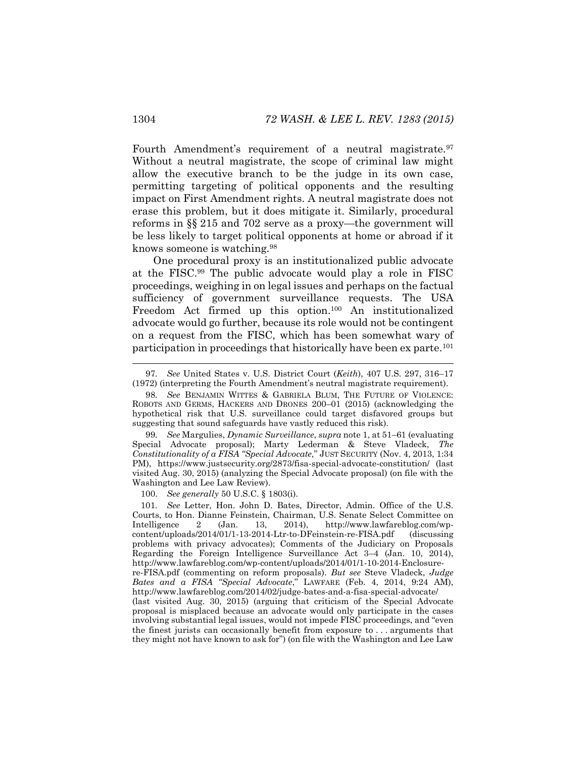Fourth Amendment's requirement of a neutral magistrate.[97] Without a neutral magistrate, the scope of criminal law might allow the executive branch to be the judge in its own case, permitting targeting of political opponents and the resulting impact on First Amendment rights. A neutral magistrate does not erase this problem, but it does mitigate it. Similarly, procedural reforms in §§ 215 and 702 serve as a proxy—the government will be less likely to target political opponents at home or abroad if it knows someone is watching.[98]

One procedural proxy is an institutionalized public advocate at the FISC.[99] The public advocate would play a role in FISC proceedings, weighing in on legal issues and perhaps on the factual sufficiency of government surveillance requests. The USA Freedom Act firmed up this option.[100] An institutionalized advocate would go further, because its role would not be contingent on a request from the FISC, which has been somewhat wary of participation in proceedings that historically have been ex parte.[101]

---

97. *See* United States v. U.S. District Court (*Keith*), 407 U.S. 297, 316–17 (1972) (interpreting the Fourth Amendment's neutral magistrate requirement).

98. *See* BENJAMIN WITTES & GABRIELA BLUM, THE FUTURE OF VIOLENCE: ROBOTS AND GERMS, HACKERS AND DRONES 200–01 (2015) (acknowledging the hypothetical risk that U.S. surveillance could target disfavored groups but suggesting that sound safeguards have vastly reduced this risk).

99. *See* Margulies, *Dynamic Surveillance*, *supra* note 1, at 51–61 (evaluating Special Advocate proposal); Marty Lederman & Steve Vladeck, *The Constitutionality of a FISA "Special Advocate,"* JUST SECURITY (Nov. 4, 2013, 1:34 PM), https://www.justsecurity.org/2873/fisa-special-advocate-constitution/ (last visited Aug. 30, 2015) (analyzing the Special Advocate proposal) (on file with the Washington and Lee Law Review).

100. *See generally* 50 U.S.C. § 1803(i).

101. *See* Letter, Hon. John D. Bates, Director, Admin. Office of the U.S. Courts, to Hon. Dianne Feinstein, Chairman, U.S. Senate Select Committee on Intelligence 2 (Jan. 13, 2014), http://www.lawfareblog.com/wp-content/uploads/2014/01/1-13-2014-Ltr-to-DFeinstein-re-FISA.pdf (discussing problems with privacy advocates); Comments of the Judiciary on Proposals Regarding the Foreign Intelligence Surveillance Act 3–4 (Jan. 10, 2014), http://www.lawfareblog.com/wp-content/uploads/2014/01/1-10-2014-Enclosure-re-FISA.pdf (commenting on reform proposals). *But see* Steve Vladeck, *Judge Bates and a FISA "Special Advocate*," LAWFARE (Feb. 4, 2014, 9:24 AM), http://www.lawfareblog.com/2014/02/judge-bates-and-a-fisa-special-advocate/ (last visited Aug. 30, 2015) (arguing that criticism of the Special Advocate proposal is misplaced because an advocate would only participate in the cases involving substantial legal issues, would not impede FISC proceedings, and "even the finest jurists can occasionally benefit from exposure to . . . arguments that they might not have known to ask for") (on file with the Washington and Lee Law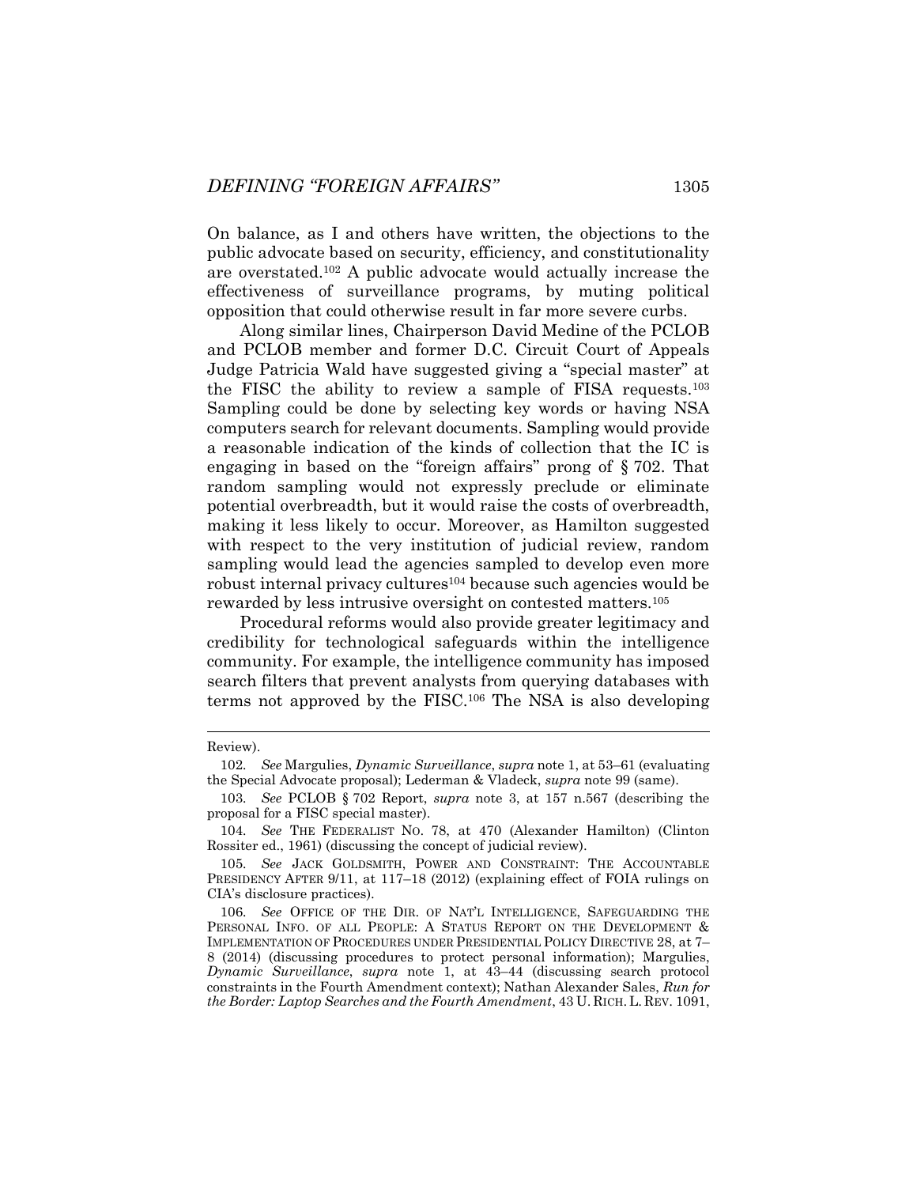On balance, as I and others have written, the objections to the public advocate based on security, efficiency, and constitutionality are overstated.[102] A public advocate would actually increase the effectiveness of surveillance programs, by muting political opposition that could otherwise result in far more severe curbs.

Along similar lines, Chairperson David Medine of the PCLOB and PCLOB member and former D.C. Circuit Court of Appeals Judge Patricia Wald have suggested giving a "special master" at the FISC the ability to review a sample of FISA requests.[103] Sampling could be done by selecting key words or having NSA computers search for relevant documents. Sampling would provide a reasonable indication of the kinds of collection that the IC is engaging in based on the "foreign affairs" prong of § 702. That random sampling would not expressly preclude or eliminate potential overbreadth, but it would raise the costs of overbreadth, making it less likely to occur. Moreover, as Hamilton suggested with respect to the very institution of judicial review, random sampling would lead the agencies sampled to develop even more robust internal privacy cultures[104] because such agencies would be rewarded by less intrusive oversight on contested matters.[105]

Procedural reforms would also provide greater legitimacy and credibility for technological safeguards within the intelligence community. For example, the intelligence community has imposed search filters that prevent analysts from querying databases with terms not approved by the FISC.[106] The NSA is also developing

---

Review).

102. *See* Margulies, *Dynamic Surveillance*, *supra* note 1, at 53–61 (evaluating the Special Advocate proposal); Lederman & Vladeck, *supra* note 99 (same).

103. *See* PCLOB § 702 Report, *supra* note 3, at 157 n.567 (describing the proposal for a FISC special master).

104. *See* THE FEDERALIST NO. 78, at 470 (Alexander Hamilton) (Clinton Rossiter ed., 1961) (discussing the concept of judicial review).

105. *See* JACK GOLDSMITH, POWER AND CONSTRAINT: THE ACCOUNTABLE PRESIDENCY AFTER 9/11, at 117–18 (2012) (explaining effect of FOIA rulings on CIA's disclosure practices).

106. *See* OFFICE OF THE DIR. OF NAT'L INTELLIGENCE, SAFEGUARDING THE PERSONAL INFO. OF ALL PEOPLE: A STATUS REPORT ON THE DEVELOPMENT & IMPLEMENTATION OF PROCEDURES UNDER PRESIDENTIAL POLICY DIRECTIVE 28, at 7–8 (2014) (discussing procedures to protect personal information); Margulies, *Dynamic Surveillance*, *supra* note 1, at 43–44 (discussing search protocol constraints in the Fourth Amendment context); Nathan Alexander Sales, *Run for the Border: Laptop Searches and the Fourth Amendment*, 43 U. RICH. L. REV. 1091,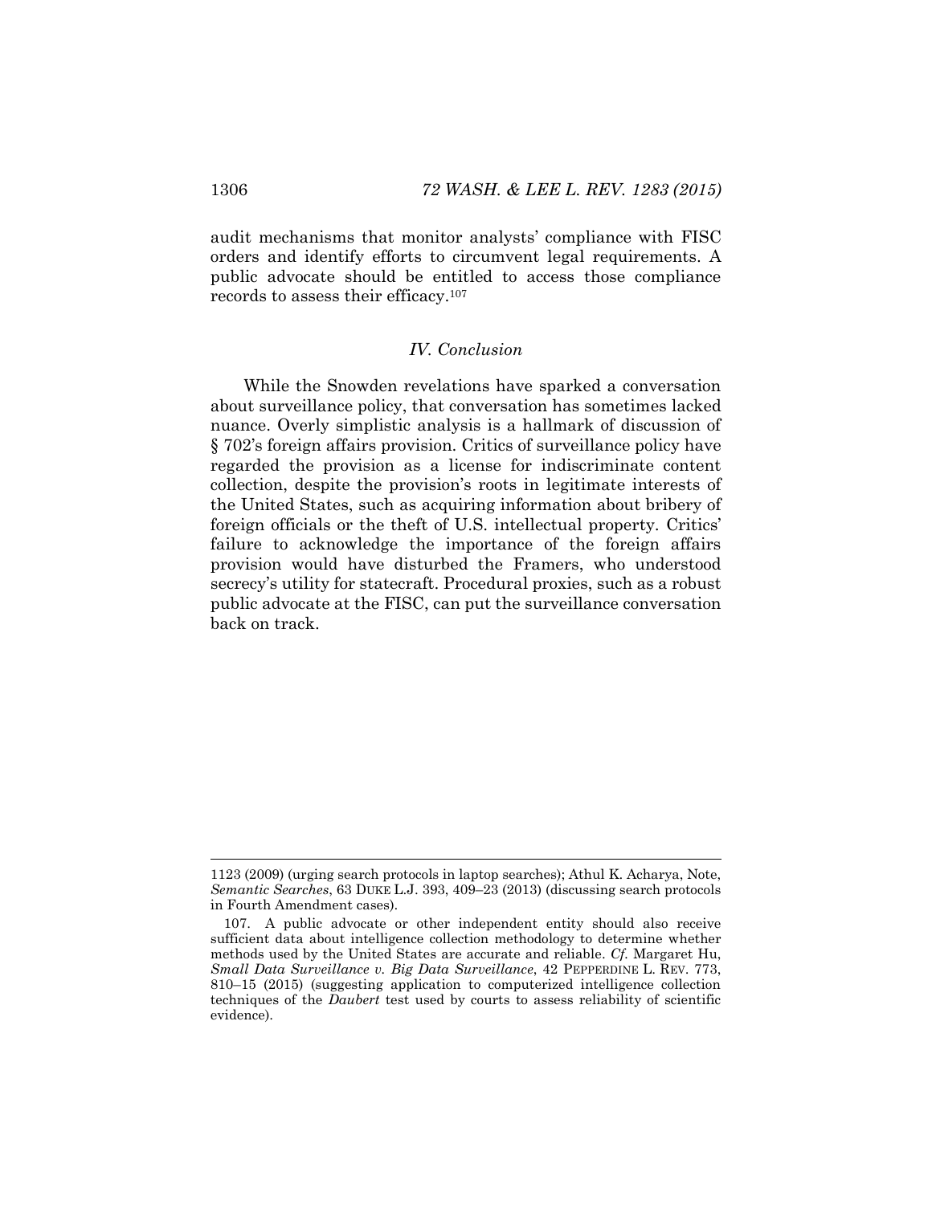audit mechanisms that monitor analysts' compliance with FISC orders and identify efforts to circumvent legal requirements. A public advocate should be entitled to access those compliance records to assess their efficacy.[107]

### *IV. Conclusion*

While the Snowden revelations have sparked a conversation about surveillance policy, that conversation has sometimes lacked nuance. Overly simplistic analysis is a hallmark of discussion of § 702's foreign affairs provision. Critics of surveillance policy have regarded the provision as a license for indiscriminate content collection, despite the provision's roots in legitimate interests of the United States, such as acquiring information about bribery of foreign officials or the theft of U.S. intellectual property. Critics' failure to acknowledge the importance of the foreign affairs provision would have disturbed the Framers, who understood secrecy's utility for statecraft. Procedural proxies, such as a robust public advocate at the FISC, can put the surveillance conversation back on track.

---

1123 (2009) (urging search protocols in laptop searches); Athul K. Acharya, Note, *Semantic Searches*, 63 DUKE L.J. 393, 409–23 (2013) (discussing search protocols in Fourth Amendment cases).

107. A public advocate or other independent entity should also receive sufficient data about intelligence collection methodology to determine whether methods used by the United States are accurate and reliable. *Cf.* Margaret Hu, *Small Data Surveillance v. Big Data Surveillance*, 42 PEPPERDINE L. REV. 773, 810–15 (2015) (suggesting application to computerized intelligence collection techniques of the *Daubert* test used by courts to assess reliability of scientific evidence).